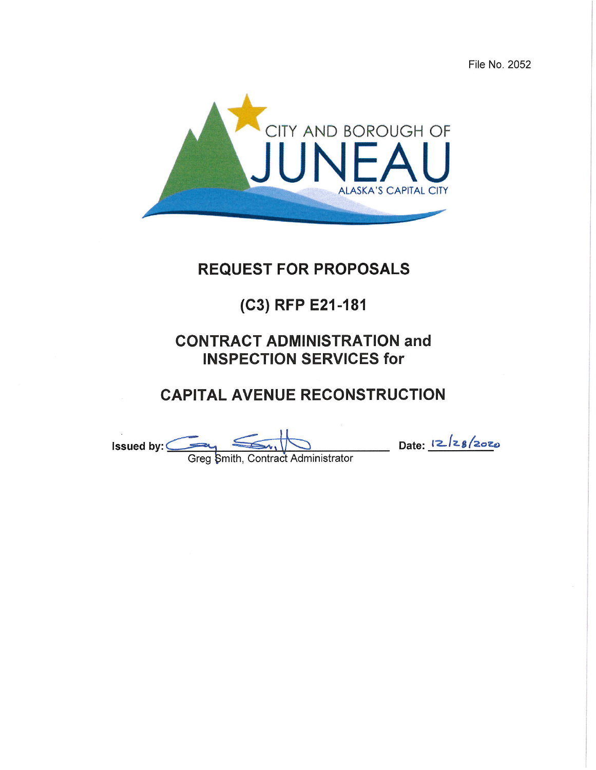File No. 2052

CITY AND BOROUGH OF

JUNEAU

ALASKA'S CAPITAL CITY

# REQUEST FOR PROPOSALS

## (C3) RFP E21-181

## CONTRACT ADMINISTRATION and INSPECTION SERVICES for

## CAPITAL AVENUE RECONSTRUCTION

Issued by: Greg Smith, Contract Administrator

Date: 12/28/2020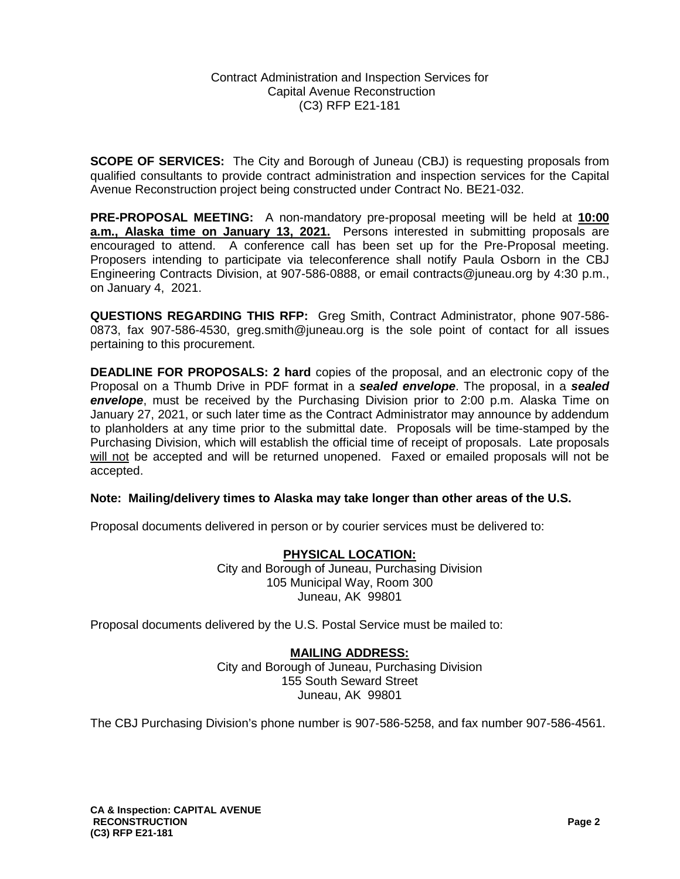Contract Administration and Inspection Services for
Capital Avenue Reconstruction
(C3) RFP E21-181

**SCOPE OF SERVICES:** The City and Borough of Juneau (CBJ) is requesting proposals from qualified consultants to provide contract administration and inspection services for the Capital Avenue Reconstruction project being constructed under Contract No. BE21-032.

**PRE-PROPOSAL MEETING:** A non-mandatory pre-proposal meeting will be held at **10:00 a.m., Alaska time on January 13, 2021.** Persons interested in submitting proposals are encouraged to attend. A conference call has been set up for the Pre-Proposal meeting. Proposers intending to participate via teleconference shall notify Paula Osborn in the CBJ Engineering Contracts Division, at 907-586-0888, or email contracts@juneau.org by 4:30 p.m., on January 4, 2021.

**QUESTIONS REGARDING THIS RFP:** Greg Smith, Contract Administrator, phone 907-586-0873, fax 907-586-4530, greg.smith@juneau.org is the sole point of contact for all issues pertaining to this procurement.

**DEADLINE FOR PROPOSALS: 2 hard** copies of the proposal, and an electronic copy of the Proposal on a Thumb Drive in PDF format in a ***sealed envelope***. The proposal, in a ***sealed envelope***, must be received by the Purchasing Division prior to 2:00 p.m. Alaska Time on January 27, 2021, or such later time as the Contract Administrator may announce by addendum to planholders at any time prior to the submittal date. Proposals will be time-stamped by the Purchasing Division, which will establish the official time of receipt of proposals. Late proposals will not be accepted and will be returned unopened. Faxed or emailed proposals will not be accepted.

**Note: Mailing/delivery times to Alaska may take longer than other areas of the U.S.**

Proposal documents delivered in person or by courier services must be delivered to:

**PHYSICAL LOCATION:**
City and Borough of Juneau, Purchasing Division
105 Municipal Way, Room 300
Juneau, AK 99801

Proposal documents delivered by the U.S. Postal Service must be mailed to:

**MAILING ADDRESS:**
City and Borough of Juneau, Purchasing Division
155 South Seward Street
Juneau, AK 99801

The CBJ Purchasing Division's phone number is 907-586-5258, and fax number 907-586-4561.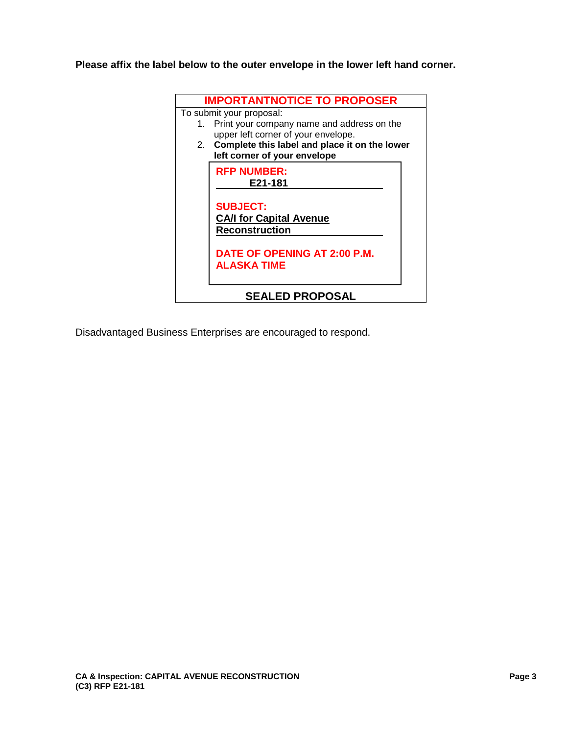**Please affix the label below to the outer envelope in the lower left hand corner.**

**IMPORTANTNOTICE TO PROPOSER**

To submit your proposal:

1. Print your company name and address on the upper left corner of your envelope.
2. **Complete this label and place it on the lower left corner of your envelope**

**RFP NUMBER:**
**E21-181**

**SUBJECT:**
**CA/I for Capital Avenue Reconstruction**

**DATE OF OPENING AT 2:00 P.M. ALASKA TIME**

**SEALED PROPOSAL**

Disadvantaged Business Enterprises are encouraged to respond.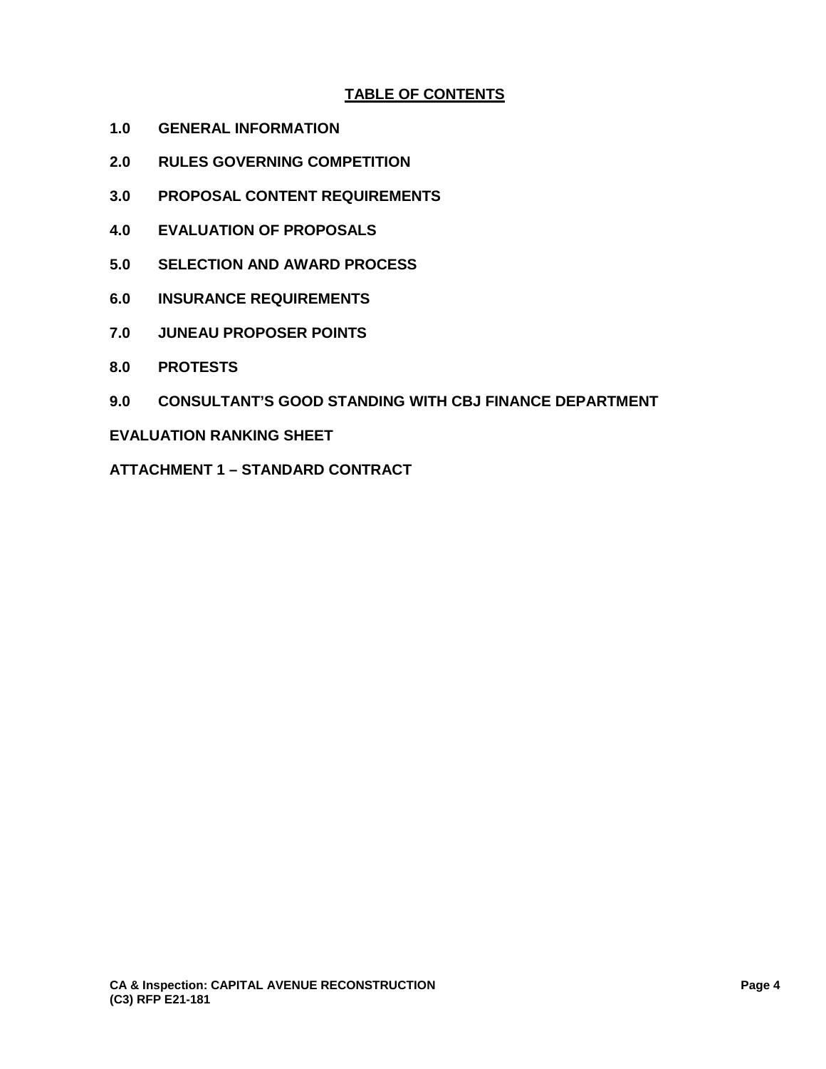# TABLE OF CONTENTS

**1.0 GENERAL INFORMATION**

**2.0 RULES GOVERNING COMPETITION**

**3.0 PROPOSAL CONTENT REQUIREMENTS**

**4.0 EVALUATION OF PROPOSALS**

**5.0 SELECTION AND AWARD PROCESS**

**6.0 INSURANCE REQUIREMENTS**

**7.0 JUNEAU PROPOSER POINTS**

**8.0 PROTESTS**

**9.0 CONSULTANT'S GOOD STANDING WITH CBJ FINANCE DEPARTMENT**

**EVALUATION RANKING SHEET**

**ATTACHMENT 1 – STANDARD CONTRACT**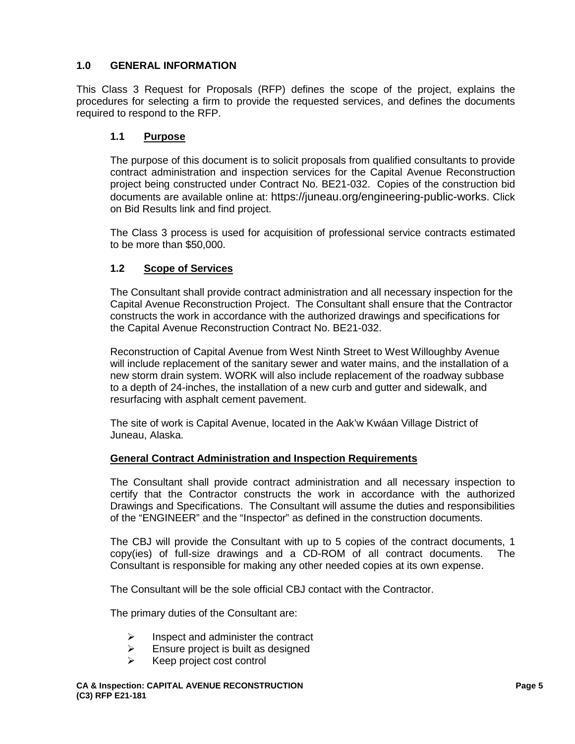## 1.0 GENERAL INFORMATION

This Class 3 Request for Proposals (RFP) defines the scope of the project, explains the procedures for selecting a firm to provide the requested services, and defines the documents required to respond to the RFP.

### 1.1 Purpose

The purpose of this document is to solicit proposals from qualified consultants to provide contract administration and inspection services for the Capital Avenue Reconstruction project being constructed under Contract No. BE21-032. Copies of the construction bid documents are available online at: https://juneau.org/engineering-public-works. Click on Bid Results link and find project.

The Class 3 process is used for acquisition of professional service contracts estimated to be more than $50,000.

### 1.2 Scope of Services

The Consultant shall provide contract administration and all necessary inspection for the Capital Avenue Reconstruction Project. The Consultant shall ensure that the Contractor constructs the work in accordance with the authorized drawings and specifications for the Capital Avenue Reconstruction Contract No. BE21-032.

Reconstruction of Capital Avenue from West Ninth Street to West Willoughby Avenue will include replacement of the sanitary sewer and water mains, and the installation of a new storm drain system. WORK will also include replacement of the roadway subbase to a depth of 24-inches, the installation of a new curb and gutter and sidewalk, and resurfacing with asphalt cement pavement.

The site of work is Capital Avenue, located in the Aak'w Kwáan Village District of Juneau, Alaska.

**General Contract Administration and Inspection Requirements**

The Consultant shall provide contract administration and all necessary inspection to certify that the Contractor constructs the work in accordance with the authorized Drawings and Specifications. The Consultant will assume the duties and responsibilities of the "ENGINEER" and the "Inspector" as defined in the construction documents.

The CBJ will provide the Consultant with up to 5 copies of the contract documents, 1 copy(ies) of full-size drawings and a CD-ROM of all contract documents. The Consultant is responsible for making any other needed copies at its own expense.

The Consultant will be the sole official CBJ contact with the Contractor.

The primary duties of the Consultant are:

- Inspect and administer the contract
- Ensure project is built as designed
- Keep project cost control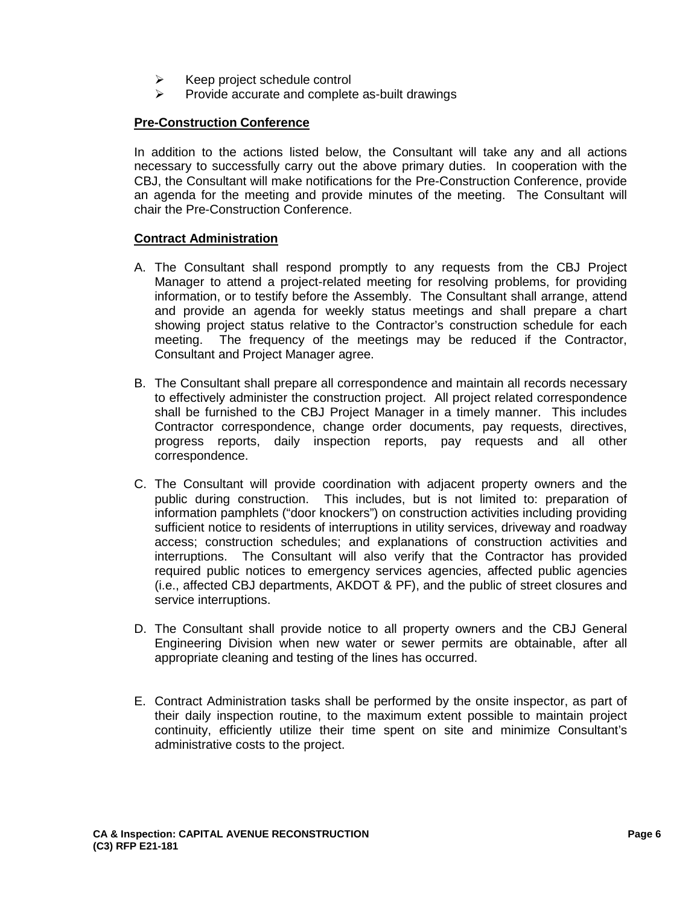- Keep project schedule control
- Provide accurate and complete as-built drawings

**Pre-Construction Conference**

In addition to the actions listed below, the Consultant will take any and all actions necessary to successfully carry out the above primary duties. In cooperation with the CBJ, the Consultant will make notifications for the Pre-Construction Conference, provide an agenda for the meeting and provide minutes of the meeting. The Consultant will chair the Pre-Construction Conference.

**Contract Administration**

A. The Consultant shall respond promptly to any requests from the CBJ Project Manager to attend a project-related meeting for resolving problems, for providing information, or to testify before the Assembly. The Consultant shall arrange, attend and provide an agenda for weekly status meetings and shall prepare a chart showing project status relative to the Contractor's construction schedule for each meeting. The frequency of the meetings may be reduced if the Contractor, Consultant and Project Manager agree.

B. The Consultant shall prepare all correspondence and maintain all records necessary to effectively administer the construction project. All project related correspondence shall be furnished to the CBJ Project Manager in a timely manner. This includes Contractor correspondence, change order documents, pay requests, directives, progress reports, daily inspection reports, pay requests and all other correspondence.

C. The Consultant will provide coordination with adjacent property owners and the public during construction. This includes, but is not limited to: preparation of information pamphlets ("door knockers") on construction activities including providing sufficient notice to residents of interruptions in utility services, driveway and roadway access; construction schedules; and explanations of construction activities and interruptions. The Consultant will also verify that the Contractor has provided required public notices to emergency services agencies, affected public agencies (i.e., affected CBJ departments, AKDOT & PF), and the public of street closures and service interruptions.

D. The Consultant shall provide notice to all property owners and the CBJ General Engineering Division when new water or sewer permits are obtainable, after all appropriate cleaning and testing of the lines has occurred.

E. Contract Administration tasks shall be performed by the onsite inspector, as part of their daily inspection routine, to the maximum extent possible to maintain project continuity, efficiently utilize their time spent on site and minimize Consultant's administrative costs to the project.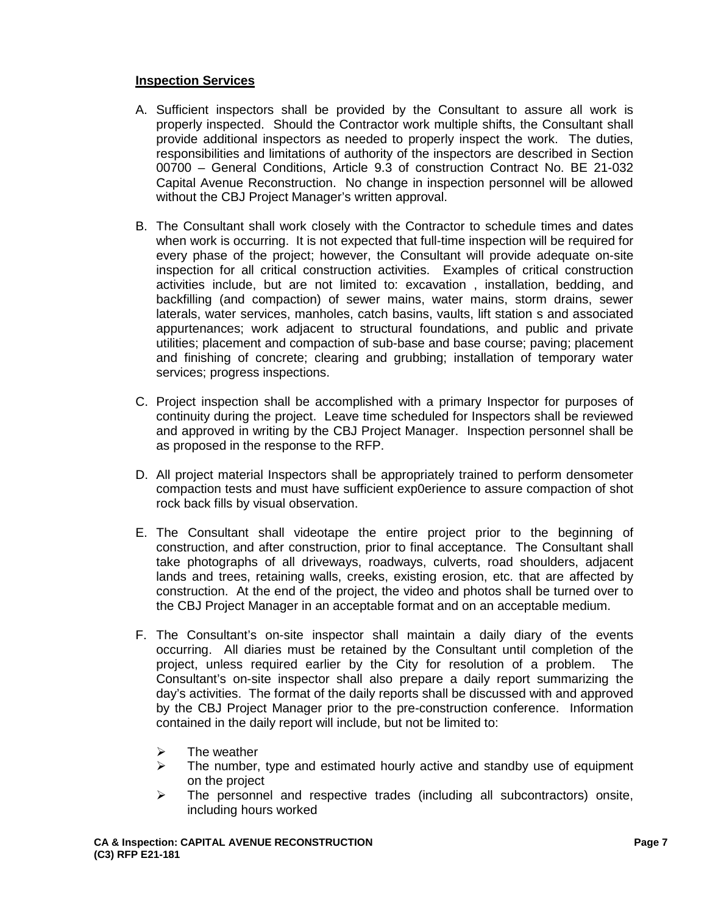**Inspection Services**

A. Sufficient inspectors shall be provided by the Consultant to assure all work is properly inspected. Should the Contractor work multiple shifts, the Consultant shall provide additional inspectors as needed to properly inspect the work. The duties, responsibilities and limitations of authority of the inspectors are described in Section 00700 – General Conditions, Article 9.3 of construction Contract No. BE 21-032 Capital Avenue Reconstruction. No change in inspection personnel will be allowed without the CBJ Project Manager's written approval.

B. The Consultant shall work closely with the Contractor to schedule times and dates when work is occurring. It is not expected that full-time inspection will be required for every phase of the project; however, the Consultant will provide adequate on-site inspection for all critical construction activities. Examples of critical construction activities include, but are not limited to: excavation , installation, bedding, and backfilling (and compaction) of sewer mains, water mains, storm drains, sewer laterals, water services, manholes, catch basins, vaults, lift station s and associated appurtenances; work adjacent to structural foundations, and public and private utilities; placement and compaction of sub-base and base course; paving; placement and finishing of concrete; clearing and grubbing; installation of temporary water services; progress inspections.

C. Project inspection shall be accomplished with a primary Inspector for purposes of continuity during the project. Leave time scheduled for Inspectors shall be reviewed and approved in writing by the CBJ Project Manager. Inspection personnel shall be as proposed in the response to the RFP.

D. All project material Inspectors shall be appropriately trained to perform densometer compaction tests and must have sufficient exp0erience to assure compaction of shot rock back fills by visual observation.

E. The Consultant shall videotape the entire project prior to the beginning of construction, and after construction, prior to final acceptance. The Consultant shall take photographs of all driveways, roadways, culverts, road shoulders, adjacent lands and trees, retaining walls, creeks, existing erosion, etc. that are affected by construction. At the end of the project, the video and photos shall be turned over to the CBJ Project Manager in an acceptable format and on an acceptable medium.

F. The Consultant's on-site inspector shall maintain a daily diary of the events occurring. All diaries must be retained by the Consultant until completion of the project, unless required earlier by the City for resolution of a problem. The Consultant's on-site inspector shall also prepare a daily report summarizing the day's activities. The format of the daily reports shall be discussed with and approved by the CBJ Project Manager prior to the pre-construction conference. Information contained in the daily report will include, but not be limited to:

   - The weather
   - The number, type and estimated hourly active and standby use of equipment on the project
   - The personnel and respective trades (including all subcontractors) onsite, including hours worked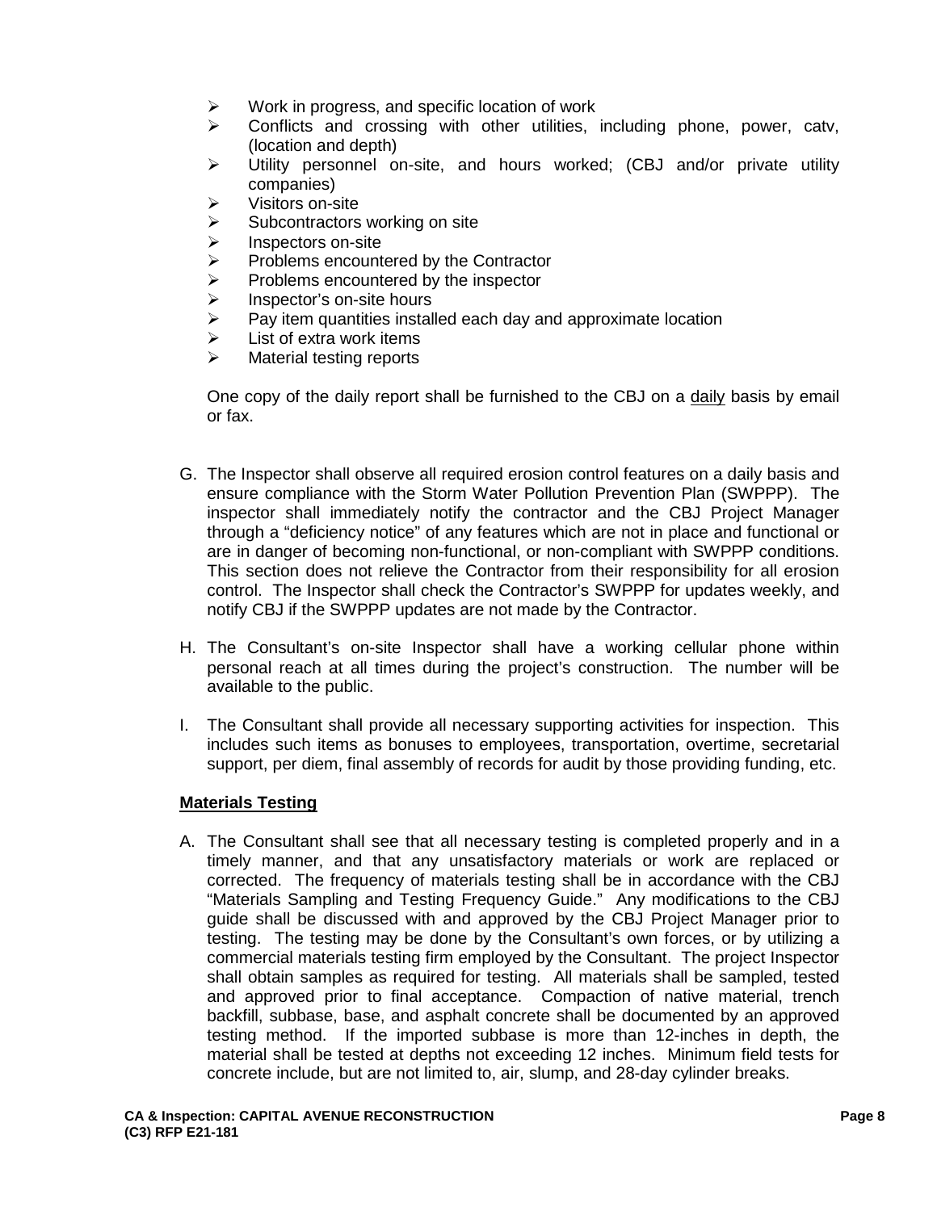- Work in progress, and specific location of work
- Conflicts and crossing with other utilities, including phone, power, catv, (location and depth)
- Utility personnel on-site, and hours worked; (CBJ and/or private utility companies)
- Visitors on-site
- Subcontractors working on site
- Inspectors on-site
- Problems encountered by the Contractor
- Problems encountered by the inspector
- Inspector's on-site hours
- Pay item quantities installed each day and approximate location
- List of extra work items
- Material testing reports

One copy of the daily report shall be furnished to the CBJ on a daily basis by email or fax.

G. The Inspector shall observe all required erosion control features on a daily basis and ensure compliance with the Storm Water Pollution Prevention Plan (SWPPP). The inspector shall immediately notify the contractor and the CBJ Project Manager through a "deficiency notice" of any features which are not in place and functional or are in danger of becoming non-functional, or non-compliant with SWPPP conditions. This section does not relieve the Contractor from their responsibility for all erosion control. The Inspector shall check the Contractor's SWPPP for updates weekly, and notify CBJ if the SWPPP updates are not made by the Contractor.

H. The Consultant's on-site Inspector shall have a working cellular phone within personal reach at all times during the project's construction. The number will be available to the public.

I. The Consultant shall provide all necessary supporting activities for inspection. This includes such items as bonuses to employees, transportation, overtime, secretarial support, per diem, final assembly of records for audit by those providing funding, etc.

**Materials Testing**

A. The Consultant shall see that all necessary testing is completed properly and in a timely manner, and that any unsatisfactory materials or work are replaced or corrected. The frequency of materials testing shall be in accordance with the CBJ "Materials Sampling and Testing Frequency Guide." Any modifications to the CBJ guide shall be discussed with and approved by the CBJ Project Manager prior to testing. The testing may be done by the Consultant's own forces, or by utilizing a commercial materials testing firm employed by the Consultant. The project Inspector shall obtain samples as required for testing. All materials shall be sampled, tested and approved prior to final acceptance. Compaction of native material, trench backfill, subbase, base, and asphalt concrete shall be documented by an approved testing method. If the imported subbase is more than 12-inches in depth, the material shall be tested at depths not exceeding 12 inches. Minimum field tests for concrete include, but are not limited to, air, slump, and 28-day cylinder breaks.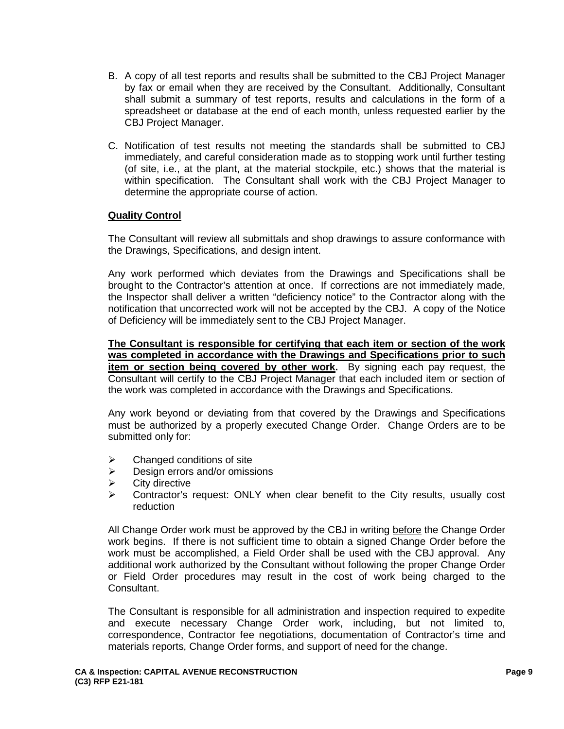B. A copy of all test reports and results shall be submitted to the CBJ Project Manager by fax or email when they are received by the Consultant. Additionally, Consultant shall submit a summary of test reports, results and calculations in the form of a spreadsheet or database at the end of each month, unless requested earlier by the CBJ Project Manager.

C. Notification of test results not meeting the standards shall be submitted to CBJ immediately, and careful consideration made as to stopping work until further testing (of site, i.e., at the plant, at the material stockpile, etc.) shows that the material is within specification. The Consultant shall work with the CBJ Project Manager to determine the appropriate course of action.

**Quality Control**

The Consultant will review all submittals and shop drawings to assure conformance with the Drawings, Specifications, and design intent.

Any work performed which deviates from the Drawings and Specifications shall be brought to the Contractor's attention at once. If corrections are not immediately made, the Inspector shall deliver a written "deficiency notice" to the Contractor along with the notification that uncorrected work will not be accepted by the CBJ. A copy of the Notice of Deficiency will be immediately sent to the CBJ Project Manager.

**The Consultant is responsible for certifying that each item or section of the work was completed in accordance with the Drawings and Specifications prior to such item or section being covered by other work.** By signing each pay request, the Consultant will certify to the CBJ Project Manager that each included item or section of the work was completed in accordance with the Drawings and Specifications.

Any work beyond or deviating from that covered by the Drawings and Specifications must be authorized by a properly executed Change Order. Change Orders are to be submitted only for:

- Changed conditions of site
- Design errors and/or omissions
- City directive
- Contractor's request: ONLY when clear benefit to the City results, usually cost reduction

All Change Order work must be approved by the CBJ in writing before the Change Order work begins. If there is not sufficient time to obtain a signed Change Order before the work must be accomplished, a Field Order shall be used with the CBJ approval. Any additional work authorized by the Consultant without following the proper Change Order or Field Order procedures may result in the cost of work being charged to the Consultant.

The Consultant is responsible for all administration and inspection required to expedite and execute necessary Change Order work, including, but not limited to, correspondence, Contractor fee negotiations, documentation of Contractor's time and materials reports, Change Order forms, and support of need for the change.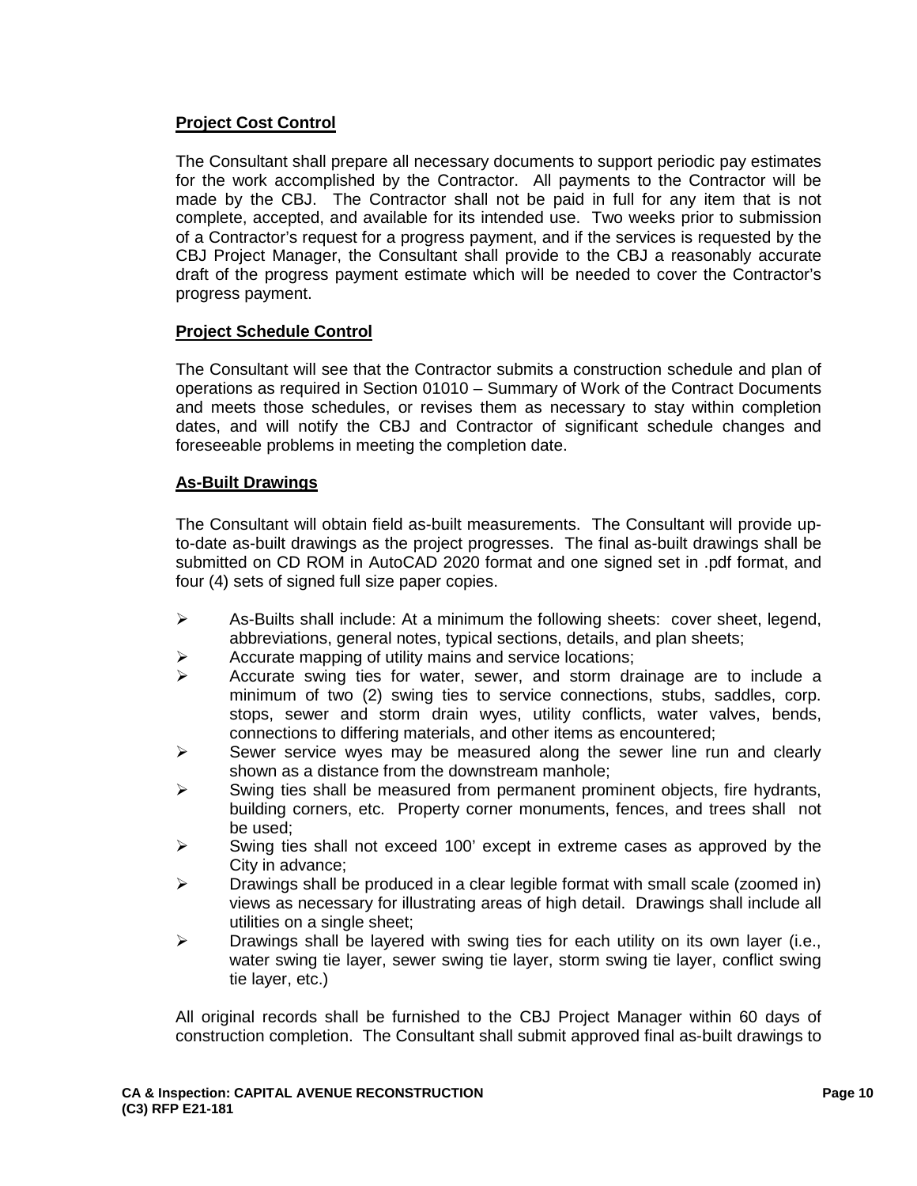**Project Cost Control**

The Consultant shall prepare all necessary documents to support periodic pay estimates for the work accomplished by the Contractor. All payments to the Contractor will be made by the CBJ. The Contractor shall not be paid in full for any item that is not complete, accepted, and available for its intended use. Two weeks prior to submission of a Contractor's request for a progress payment, and if the services is requested by the CBJ Project Manager, the Consultant shall provide to the CBJ a reasonably accurate draft of the progress payment estimate which will be needed to cover the Contractor's progress payment.

**Project Schedule Control**

The Consultant will see that the Contractor submits a construction schedule and plan of operations as required in Section 01010 – Summary of Work of the Contract Documents and meets those schedules, or revises them as necessary to stay within completion dates, and will notify the CBJ and Contractor of significant schedule changes and foreseeable problems in meeting the completion date.

**As-Built Drawings**

The Consultant will obtain field as-built measurements. The Consultant will provide up-to-date as-built drawings as the project progresses. The final as-built drawings shall be submitted on CD ROM in AutoCAD 2020 format and one signed set in .pdf format, and four (4) sets of signed full size paper copies.

- As-Builts shall include: At a minimum the following sheets: cover sheet, legend, abbreviations, general notes, typical sections, details, and plan sheets;
- Accurate mapping of utility mains and service locations;
- Accurate swing ties for water, sewer, and storm drainage are to include a minimum of two (2) swing ties to service connections, stubs, saddles, corp. stops, sewer and storm drain wyes, utility conflicts, water valves, bends, connections to differing materials, and other items as encountered;
- Sewer service wyes may be measured along the sewer line run and clearly shown as a distance from the downstream manhole;
- Swing ties shall be measured from permanent prominent objects, fire hydrants, building corners, etc. Property corner monuments, fences, and trees shall not be used;
- Swing ties shall not exceed 100' except in extreme cases as approved by the City in advance;
- Drawings shall be produced in a clear legible format with small scale (zoomed in) views as necessary for illustrating areas of high detail. Drawings shall include all utilities on a single sheet;
- Drawings shall be layered with swing ties for each utility on its own layer (i.e., water swing tie layer, sewer swing tie layer, storm swing tie layer, conflict swing tie layer, etc.)

All original records shall be furnished to the CBJ Project Manager within 60 days of construction completion. The Consultant shall submit approved final as-built drawings to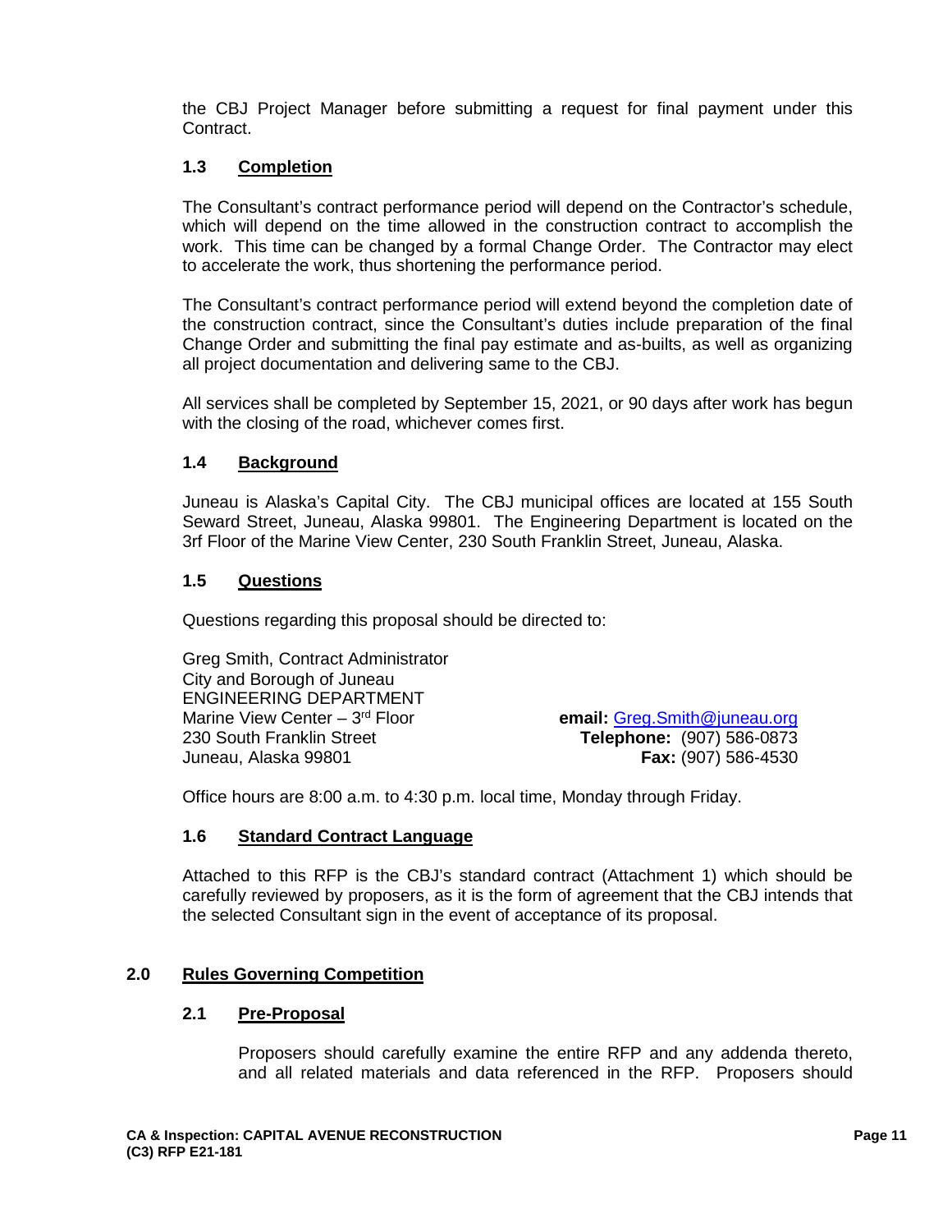the CBJ Project Manager before submitting a request for final payment under this Contract.

### 1.3 Completion

The Consultant's contract performance period will depend on the Contractor's schedule, which will depend on the time allowed in the construction contract to accomplish the work. This time can be changed by a formal Change Order. The Contractor may elect to accelerate the work, thus shortening the performance period.

The Consultant's contract performance period will extend beyond the completion date of the construction contract, since the Consultant's duties include preparation of the final Change Order and submitting the final pay estimate and as-builts, as well as organizing all project documentation and delivering same to the CBJ.

All services shall be completed by September 15, 2021, or 90 days after work has begun with the closing of the road, whichever comes first.

### 1.4 Background

Juneau is Alaska's Capital City. The CBJ municipal offices are located at 155 South Seward Street, Juneau, Alaska 99801. The Engineering Department is located on the 3rf Floor of the Marine View Center, 230 South Franklin Street, Juneau, Alaska.

### 1.5 Questions

Questions regarding this proposal should be directed to:

Greg Smith, Contract Administrator
City and Borough of Juneau
ENGINEERING DEPARTMENT
Marine View Center – 3rd Floor
230 South Franklin Street
Juneau, Alaska 99801

**email:** Greg.Smith@juneau.org
**Telephone:** (907) 586-0873
**Fax:** (907) 586-4530

Office hours are 8:00 a.m. to 4:30 p.m. local time, Monday through Friday.

### 1.6 Standard Contract Language

Attached to this RFP is the CBJ's standard contract (Attachment 1) which should be carefully reviewed by proposers, as it is the form of agreement that the CBJ intends that the selected Consultant sign in the event of acceptance of its proposal.

## 2.0 Rules Governing Competition

### 2.1 Pre-Proposal

Proposers should carefully examine the entire RFP and any addenda thereto, and all related materials and data referenced in the RFP. Proposers should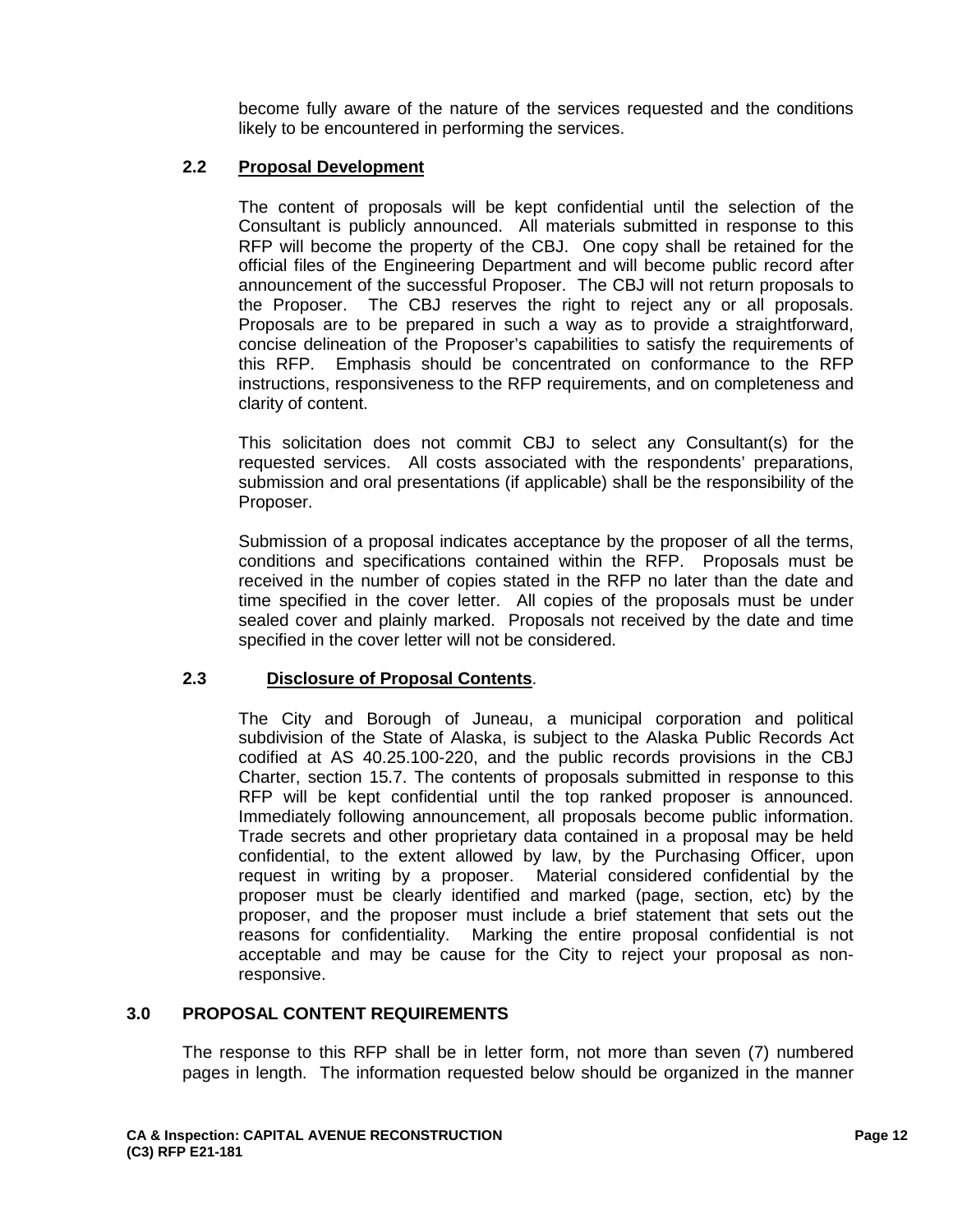become fully aware of the nature of the services requested and the conditions likely to be encountered in performing the services.

### 2.2 Proposal Development

The content of proposals will be kept confidential until the selection of the Consultant is publicly announced. All materials submitted in response to this RFP will become the property of the CBJ. One copy shall be retained for the official files of the Engineering Department and will become public record after announcement of the successful Proposer. The CBJ will not return proposals to the Proposer. The CBJ reserves the right to reject any or all proposals. Proposals are to be prepared in such a way as to provide a straightforward, concise delineation of the Proposer's capabilities to satisfy the requirements of this RFP. Emphasis should be concentrated on conformance to the RFP instructions, responsiveness to the RFP requirements, and on completeness and clarity of content.

This solicitation does not commit CBJ to select any Consultant(s) for the requested services. All costs associated with the respondents' preparations, submission and oral presentations (if applicable) shall be the responsibility of the Proposer.

Submission of a proposal indicates acceptance by the proposer of all the terms, conditions and specifications contained within the RFP. Proposals must be received in the number of copies stated in the RFP no later than the date and time specified in the cover letter. All copies of the proposals must be under sealed cover and plainly marked. Proposals not received by the date and time specified in the cover letter will not be considered.

### 2.3 Disclosure of Proposal Contents.

The City and Borough of Juneau, a municipal corporation and political subdivision of the State of Alaska, is subject to the Alaska Public Records Act codified at AS 40.25.100-220, and the public records provisions in the CBJ Charter, section 15.7. The contents of proposals submitted in response to this RFP will be kept confidential until the top ranked proposer is announced. Immediately following announcement, all proposals become public information. Trade secrets and other proprietary data contained in a proposal may be held confidential, to the extent allowed by law, by the Purchasing Officer, upon request in writing by a proposer. Material considered confidential by the proposer must be clearly identified and marked (page, section, etc) by the proposer, and the proposer must include a brief statement that sets out the reasons for confidentiality. Marking the entire proposal confidential is not acceptable and may be cause for the City to reject your proposal as non-responsive.

## 3.0 PROPOSAL CONTENT REQUIREMENTS

The response to this RFP shall be in letter form, not more than seven (7) numbered pages in length. The information requested below should be organized in the manner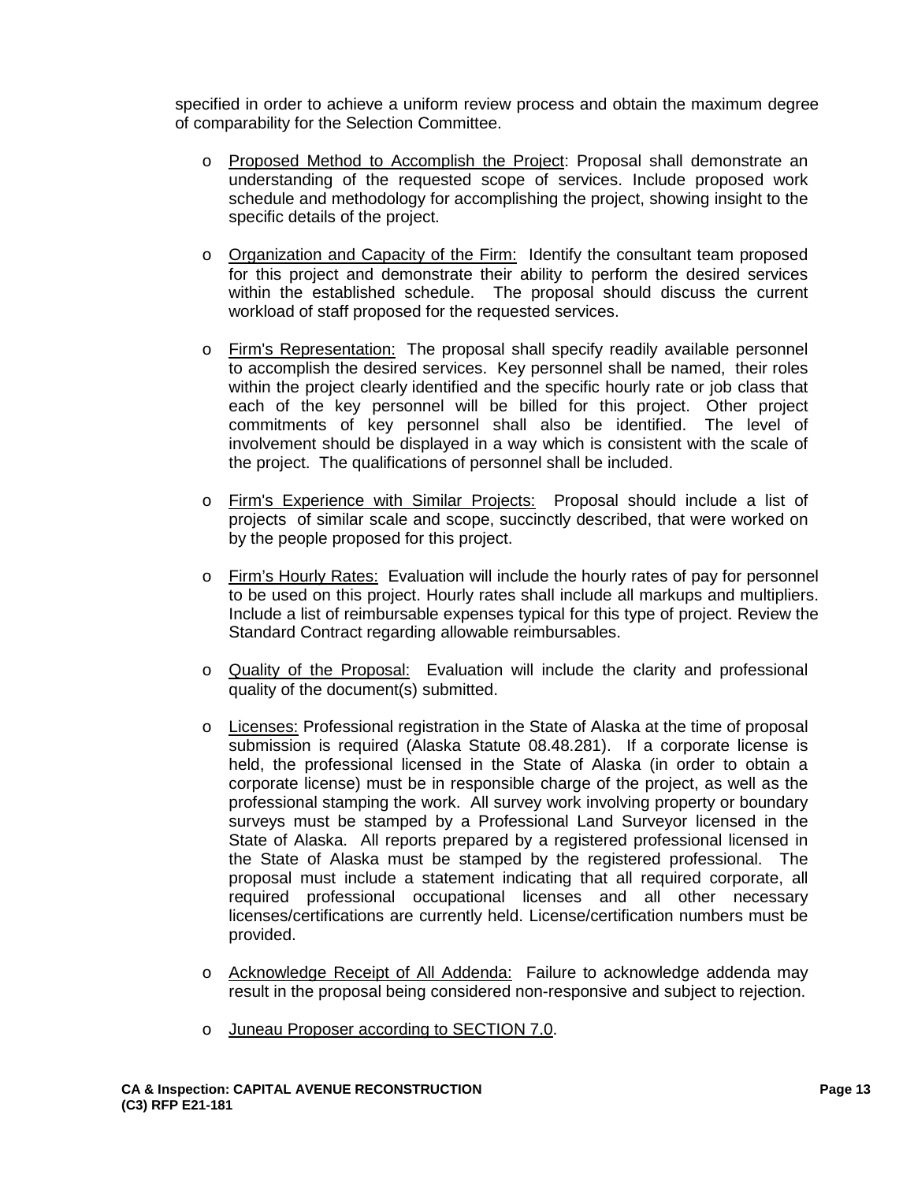specified in order to achieve a uniform review process and obtain the maximum degree of comparability for the Selection Committee.

- Proposed Method to Accomplish the Project: Proposal shall demonstrate an understanding of the requested scope of services. Include proposed work schedule and methodology for accomplishing the project, showing insight to the specific details of the project.

- Organization and Capacity of the Firm: Identify the consultant team proposed for this project and demonstrate their ability to perform the desired services within the established schedule. The proposal should discuss the current workload of staff proposed for the requested services.

- Firm's Representation: The proposal shall specify readily available personnel to accomplish the desired services. Key personnel shall be named, their roles within the project clearly identified and the specific hourly rate or job class that each of the key personnel will be billed for this project. Other project commitments of key personnel shall also be identified. The level of involvement should be displayed in a way which is consistent with the scale of the project. The qualifications of personnel shall be included.

- Firm's Experience with Similar Projects: Proposal should include a list of projects of similar scale and scope, succinctly described, that were worked on by the people proposed for this project.

- Firm's Hourly Rates: Evaluation will include the hourly rates of pay for personnel to be used on this project. Hourly rates shall include all markups and multipliers. Include a list of reimbursable expenses typical for this type of project. Review the Standard Contract regarding allowable reimbursables.

- Quality of the Proposal: Evaluation will include the clarity and professional quality of the document(s) submitted.

- Licenses: Professional registration in the State of Alaska at the time of proposal submission is required (Alaska Statute 08.48.281). If a corporate license is held, the professional licensed in the State of Alaska (in order to obtain a corporate license) must be in responsible charge of the project, as well as the professional stamping the work. All survey work involving property or boundary surveys must be stamped by a Professional Land Surveyor licensed in the State of Alaska. All reports prepared by a registered professional licensed in the State of Alaska must be stamped by the registered professional. The proposal must include a statement indicating that all required corporate, all required professional occupational licenses and all other necessary licenses/certifications are currently held. License/certification numbers must be provided.

- Acknowledge Receipt of All Addenda: Failure to acknowledge addenda may result in the proposal being considered non-responsive and subject to rejection.

- Juneau Proposer according to SECTION 7.0.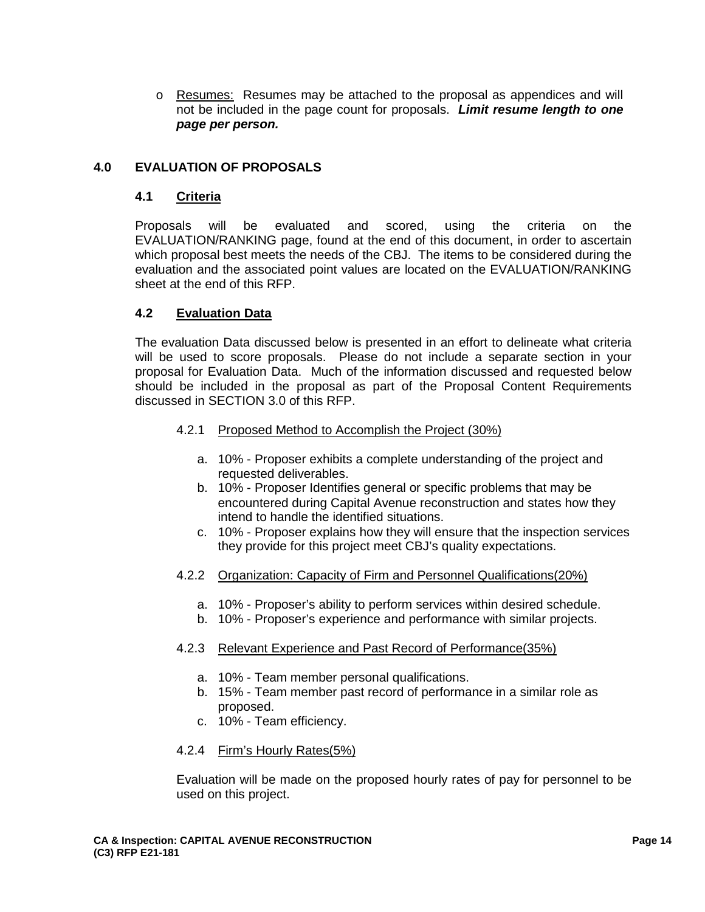- Resumes: Resumes may be attached to the proposal as appendices and will not be included in the page count for proposals. ***Limit resume length to one page per person.***

## 4.0 EVALUATION OF PROPOSALS

### 4.1 Criteria

Proposals will be evaluated and scored, using the criteria on the EVALUATION/RANKING page, found at the end of this document, in order to ascertain which proposal best meets the needs of the CBJ. The items to be considered during the evaluation and the associated point values are located on the EVALUATION/RANKING sheet at the end of this RFP.

### 4.2 Evaluation Data

The evaluation Data discussed below is presented in an effort to delineate what criteria will be used to score proposals. Please do not include a separate section in your proposal for Evaluation Data. Much of the information discussed and requested below should be included in the proposal as part of the Proposal Content Requirements discussed in SECTION 3.0 of this RFP.

4.2.1 Proposed Method to Accomplish the Project (30%)

a. 10% - Proposer exhibits a complete understanding of the project and requested deliverables.
b. 10% - Proposer Identifies general or specific problems that may be encountered during Capital Avenue reconstruction and states how they intend to handle the identified situations.
c. 10% - Proposer explains how they will ensure that the inspection services they provide for this project meet CBJ's quality expectations.

4.2.2 Organization: Capacity of Firm and Personnel Qualifications(20%)

a. 10% - Proposer's ability to perform services within desired schedule.
b. 10% - Proposer's experience and performance with similar projects.

4.2.3 Relevant Experience and Past Record of Performance(35%)

a. 10% - Team member personal qualifications.
b. 15% - Team member past record of performance in a similar role as proposed.
c. 10% - Team efficiency.

4.2.4 Firm's Hourly Rates(5%)

Evaluation will be made on the proposed hourly rates of pay for personnel to be used on this project.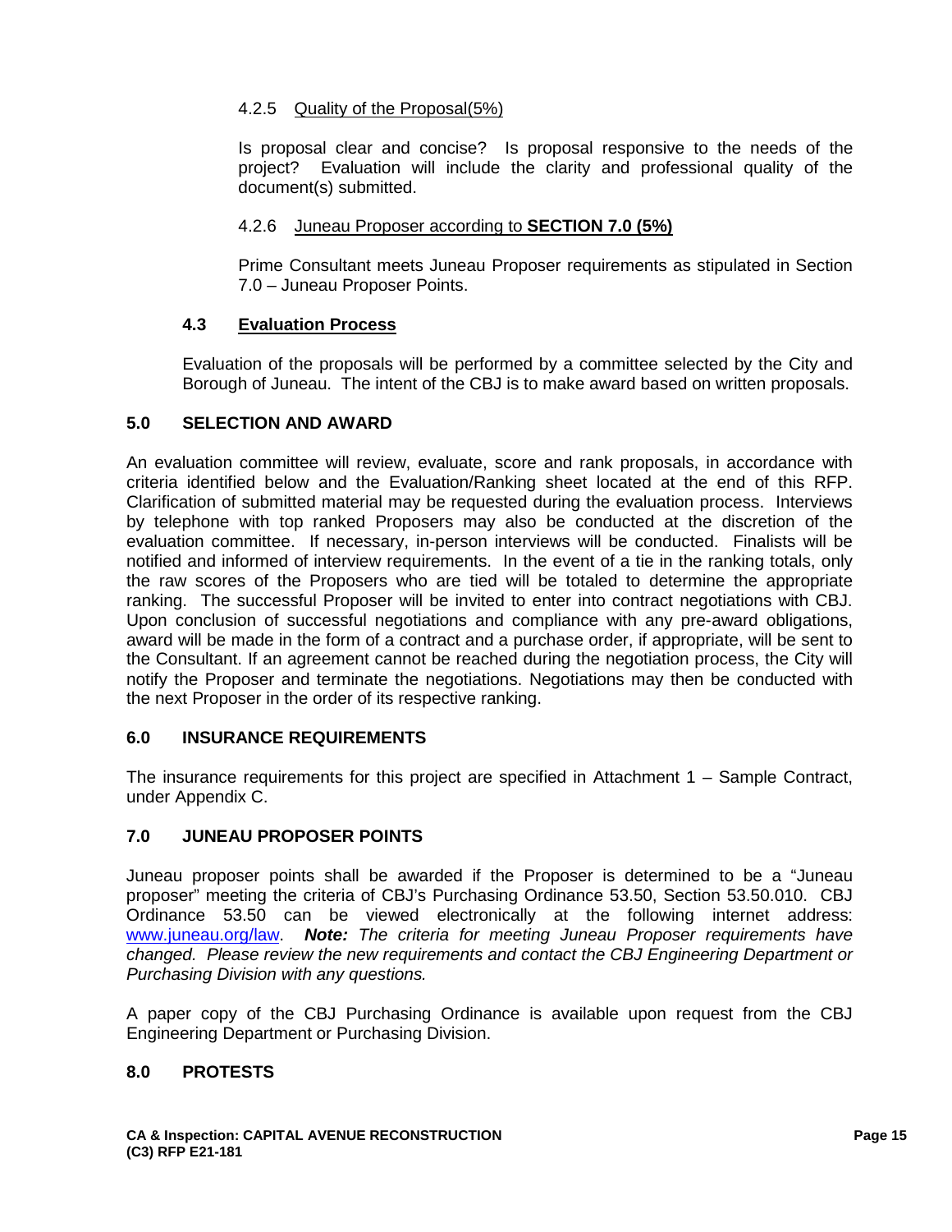#### 4.2.5 <u>Quality of the Proposal(5%)</u>

Is proposal clear and concise? Is proposal responsive to the needs of the project? Evaluation will include the clarity and professional quality of the document(s) submitted.

#### 4.2.6 <u>Juneau Proposer according to **SECTION 7.0 (5%)**</u>

Prime Consultant meets Juneau Proposer requirements as stipulated in Section 7.0 – Juneau Proposer Points.

### 4.3 <u>Evaluation Process</u>

Evaluation of the proposals will be performed by a committee selected by the City and Borough of Juneau. The intent of the CBJ is to make award based on written proposals.

## 5.0 SELECTION AND AWARD

An evaluation committee will review, evaluate, score and rank proposals, in accordance with criteria identified below and the Evaluation/Ranking sheet located at the end of this RFP. Clarification of submitted material may be requested during the evaluation process. Interviews by telephone with top ranked Proposers may also be conducted at the discretion of the evaluation committee. If necessary, in-person interviews will be conducted. Finalists will be notified and informed of interview requirements. In the event of a tie in the ranking totals, only the raw scores of the Proposers who are tied will be totaled to determine the appropriate ranking. The successful Proposer will be invited to enter into contract negotiations with CBJ. Upon conclusion of successful negotiations and compliance with any pre-award obligations, award will be made in the form of a contract and a purchase order, if appropriate, will be sent to the Consultant. If an agreement cannot be reached during the negotiation process, the City will notify the Proposer and terminate the negotiations. Negotiations may then be conducted with the next Proposer in the order of its respective ranking.

## 6.0 INSURANCE REQUIREMENTS

The insurance requirements for this project are specified in Attachment 1 – Sample Contract, under Appendix C.

## 7.0 JUNEAU PROPOSER POINTS

Juneau proposer points shall be awarded if the Proposer is determined to be a "Juneau proposer" meeting the criteria of CBJ's Purchasing Ordinance 53.50, Section 53.50.010. CBJ Ordinance 53.50 can be viewed electronically at the following internet address: [www.juneau.org/law](http://www.juneau.org/law). ***Note:*** *The criteria for meeting Juneau Proposer requirements have changed. Please review the new requirements and contact the CBJ Engineering Department or Purchasing Division with any questions.*

A paper copy of the CBJ Purchasing Ordinance is available upon request from the CBJ Engineering Department or Purchasing Division.

## 8.0 PROTESTS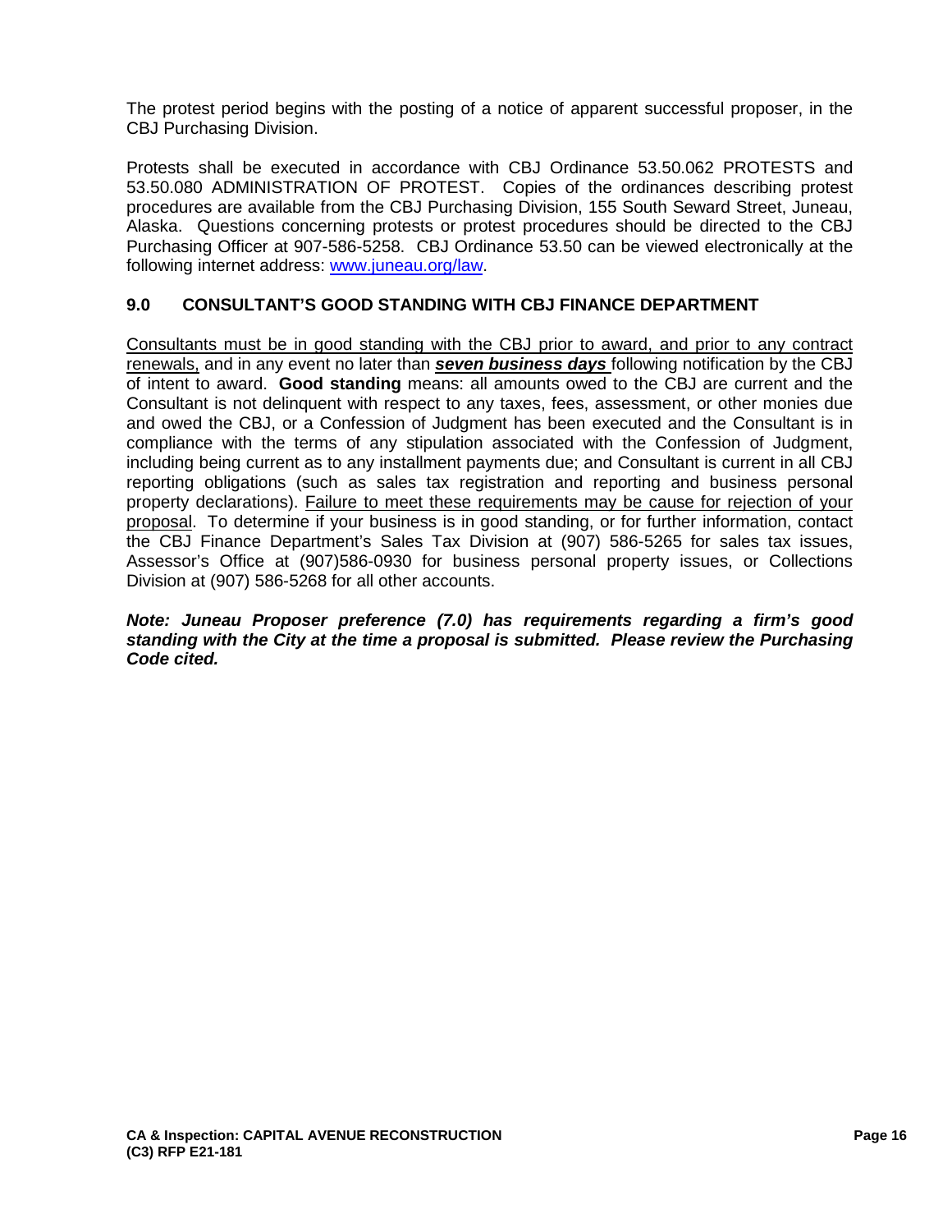The protest period begins with the posting of a notice of apparent successful proposer, in the CBJ Purchasing Division.

Protests shall be executed in accordance with CBJ Ordinance 53.50.062 PROTESTS and 53.50.080 ADMINISTRATION OF PROTEST. Copies of the ordinances describing protest procedures are available from the CBJ Purchasing Division, 155 South Seward Street, Juneau, Alaska. Questions concerning protests or protest procedures should be directed to the CBJ Purchasing Officer at 907-586-5258. CBJ Ordinance 53.50 can be viewed electronically at the following internet address: [www.juneau.org/law](www.juneau.org/law).

## 9.0 CONSULTANT'S GOOD STANDING WITH CBJ FINANCE DEPARTMENT

<u>Consultants must be in good standing with the CBJ prior to award, and prior to any contract renewals,</u> and in any event no later than ***<u>seven business days</u>*** following notification by the CBJ of intent to award. **Good standing** means: all amounts owed to the CBJ are current and the Consultant is not delinquent with respect to any taxes, fees, assessment, or other monies due and owed the CBJ, or a Confession of Judgment has been executed and the Consultant is in compliance with the terms of any stipulation associated with the Confession of Judgment, including being current as to any installment payments due; and Consultant is current in all CBJ reporting obligations (such as sales tax registration and reporting and business personal property declarations). <u>Failure to meet these requirements may be cause for rejection of your proposal</u>. To determine if your business is in good standing, or for further information, contact the CBJ Finance Department's Sales Tax Division at (907) 586-5265 for sales tax issues, Assessor's Office at (907)586-0930 for business personal property issues, or Collections Division at (907) 586-5268 for all other accounts.

***Note: Juneau Proposer preference (7.0) has requirements regarding a firm's good standing with the City at the time a proposal is submitted. Please review the Purchasing Code cited.***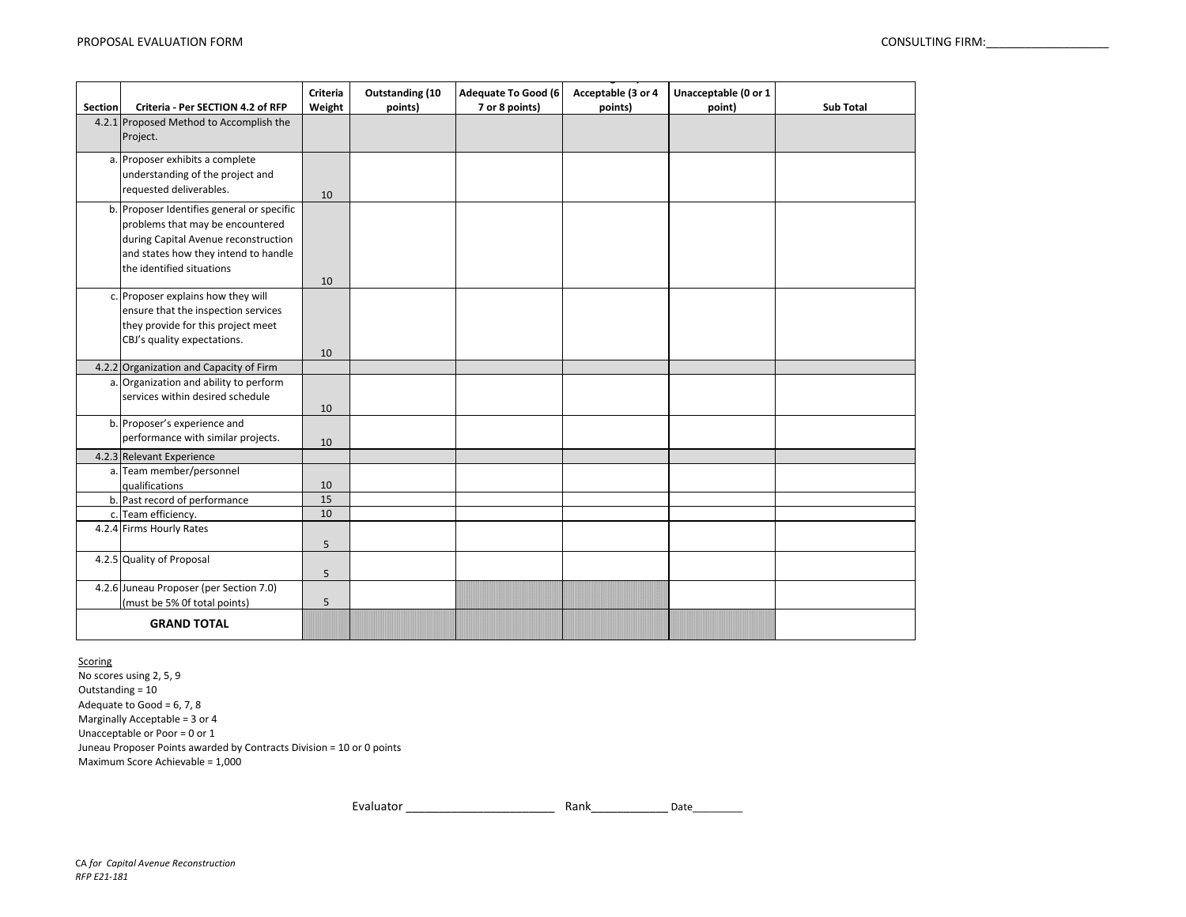PROPOSAL EVALUATION FORM

CONSULTING FIRM:___________________

| Section | Criteria - Per SECTION 4.2 of RFP | Criteria Weight | Outstanding (10 points) | Adequate To Good (6 7 or 8 points) | Marginally Acceptable (3 or 4 points) | Unacceptable (0 or 1 point) | Sub Total |
|---|---|---|---|---|---|---|---|
| 4.2.1 | Proposed Method to Accomplish the Project. | | | | | | |
| a. | Proposer exhibits a complete understanding of the project and requested deliverables. | 10 | | | | | |
| b. | Proposer Identifies general or specific problems that may be encountered during Capital Avenue reconstruction and states how they intend to handle the identified situations | 10 | | | | | |
| c. | Proposer explains how they will ensure that the inspection services they provide for this project meet CBJ's quality expectations. | 10 | | | | | |
| 4.2.2 | Organization and Capacity of Firm | | | | | | |
| a. | Organization and ability to perform services within desired schedule | 10 | | | | | |
| b. | Proposer's experience and performance with similar projects. | 10 | | | | | |
| 4.2.3 | Relevant Experience | | | | | | |
| a. | Team member/personnel qualifications | 10 | | | | | |
| b. | Past record of performance | 15 | | | | | |
| c. | Team efficiency. | 10 | | | | | |
| 4.2.4 | Firms Hourly Rates | 5 | | | | | |
| 4.2.5 | Quality of Proposal | 5 | | | | | |
| 4.2.6 | Juneau Proposer (per Section 7.0) (must be 5% 0f total points) | 5 | | | | | |
| | **GRAND TOTAL** | | | | | | |

Scoring
No scores using 2, 5, 9
Outstanding = 10
Adequate to Good = 6, 7, 8
Marginally Acceptable = 3 or 4
Unacceptable or Poor = 0 or 1
Juneau Proposer Points awarded by Contracts Division = 10 or 0 points
Maximum Score Achievable = 1,000

Evaluator _______________________ Rank____________ Date_________

CA *for Capital Avenue Reconstruction*
*RFP E21-181*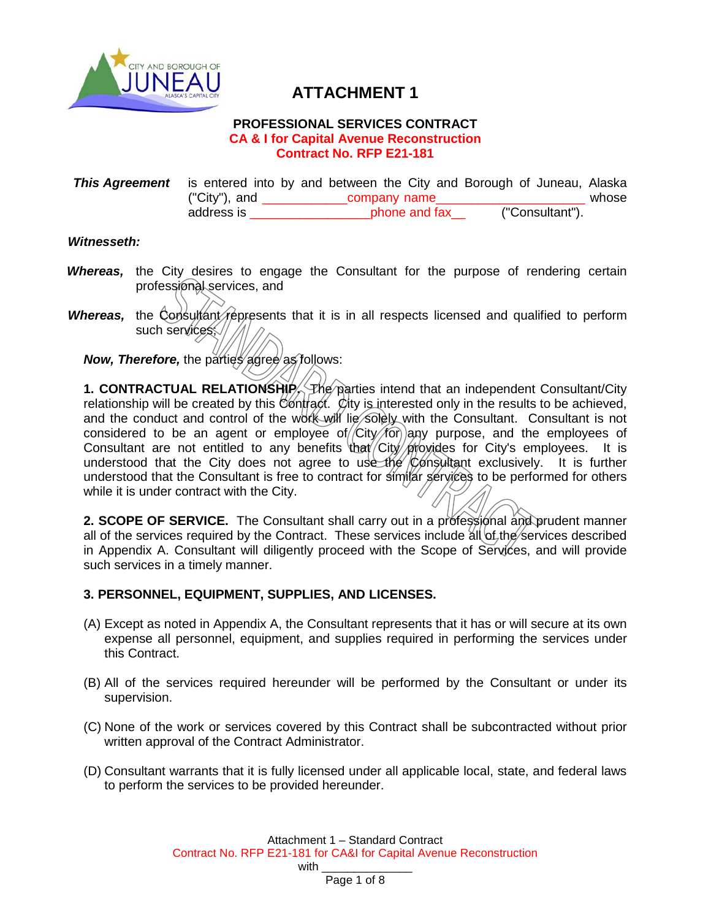# ATTACHMENT 1

**PROFESSIONAL SERVICES CONTRACT**
**CA & I for Capital Avenue Reconstruction**
**Contract No. RFP E21-181**

***This Agreement*** is entered into by and between the City and Borough of Juneau, Alaska ("City"), and ____________company name_____________________ whose address is _________________phone and fax__ ("Consultant").

***Witnesseth:***

***Whereas,*** the City desires to engage the Consultant for the purpose of rendering certain professional services, and

***Whereas,*** the Consultant represents that it is in all respects licensed and qualified to perform such services;

***Now, Therefore,*** the parties agree as follows:

**1. CONTRACTUAL RELATIONSHIP.** The parties intend that an independent Consultant/City relationship will be created by this Contract. City is interested only in the results to be achieved, and the conduct and control of the work will lie solely with the Consultant. Consultant is not considered to be an agent or employee of City for any purpose, and the employees of Consultant are not entitled to any benefits that City provides for City's employees. It is understood that the City does not agree to use the Consultant exclusively. It is further understood that the Consultant is free to contract for similar services to be performed for others while it is under contract with the City.

**2. SCOPE OF SERVICE.** The Consultant shall carry out in a professional and prudent manner all of the services required by the Contract. These services include all of the services described in Appendix A. Consultant will diligently proceed with the Scope of Services, and will provide such services in a timely manner.

**3. PERSONNEL, EQUIPMENT, SUPPLIES, AND LICENSES.**

(A) Except as noted in Appendix A, the Consultant represents that it has or will secure at its own expense all personnel, equipment, and supplies required in performing the services under this Contract.

(B) All of the services required hereunder will be performed by the Consultant or under its supervision.

(C) None of the work or services covered by this Contract shall be subcontracted without prior written approval of the Contract Administrator.

(D) Consultant warrants that it is fully licensed under all applicable local, state, and federal laws to perform the services to be provided hereunder.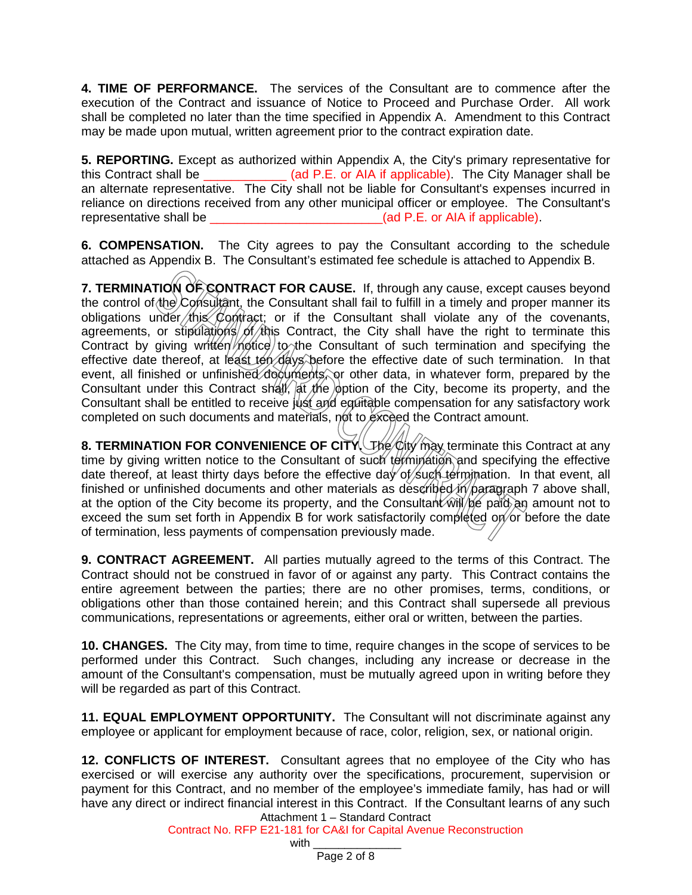**4. TIME OF PERFORMANCE.** The services of the Consultant are to commence after the execution of the Contract and issuance of Notice to Proceed and Purchase Order. All work shall be completed no later than the time specified in Appendix A. Amendment to this Contract may be made upon mutual, written agreement prior to the contract expiration date.

**5. REPORTING.** Except as authorized within Appendix A, the City's primary representative for this Contract shall be ____________ (ad P.E. or AIA if applicable). The City Manager shall be an alternate representative. The City shall not be liable for Consultant's expenses incurred in reliance on directions received from any other municipal officer or employee. The Consultant's representative shall be _________________________(ad P.E. or AIA if applicable).

**6. COMPENSATION.** The City agrees to pay the Consultant according to the schedule attached as Appendix B. The Consultant's estimated fee schedule is attached to Appendix B.

**7. TERMINATION OF CONTRACT FOR CAUSE.** If, through any cause, except causes beyond the control of the Consultant, the Consultant shall fail to fulfill in a timely and proper manner its obligations under this Contract; or if the Consultant shall violate any of the covenants, agreements, or stipulations of this Contract, the City shall have the right to terminate this Contract by giving written notice to the Consultant of such termination and specifying the effective date thereof, at least ten days before the effective date of such termination. In that event, all finished or unfinished documents, or other data, in whatever form, prepared by the Consultant under this Contract shall, at the option of the City, become its property, and the Consultant shall be entitled to receive just and equitable compensation for any satisfactory work completed on such documents and materials, not to exceed the Contract amount.

**8. TERMINATION FOR CONVENIENCE OF CITY.** The City may terminate this Contract at any time by giving written notice to the Consultant of such termination and specifying the effective date thereof, at least thirty days before the effective day of such termination. In that event, all finished or unfinished documents and other materials as described in paragraph 7 above shall, at the option of the City become its property, and the Consultant will be paid an amount not to exceed the sum set forth in Appendix B for work satisfactorily completed on or before the date of termination, less payments of compensation previously made.

**9. CONTRACT AGREEMENT.** All parties mutually agreed to the terms of this Contract. The Contract should not be construed in favor of or against any party. This Contract contains the entire agreement between the parties; there are no other promises, terms, conditions, or obligations other than those contained herein; and this Contract shall supersede all previous communications, representations or agreements, either oral or written, between the parties.

**10. CHANGES.** The City may, from time to time, require changes in the scope of services to be performed under this Contract. Such changes, including any increase or decrease in the amount of the Consultant's compensation, must be mutually agreed upon in writing before they will be regarded as part of this Contract.

**11. EQUAL EMPLOYMENT OPPORTUNITY.** The Consultant will not discriminate against any employee or applicant for employment because of race, color, religion, sex, or national origin.

**12. CONFLICTS OF INTEREST.** Consultant agrees that no employee of the City who has exercised or will exercise any authority over the specifications, procurement, supervision or payment for this Contract, and no member of the employee's immediate family, has had or will have any direct or indirect financial interest in this Contract. If the Consultant learns of any such

Attachment 1 – Standard Contract
Contract No. RFP E21-181 for CA&I for Capital Avenue Reconstruction
with _____________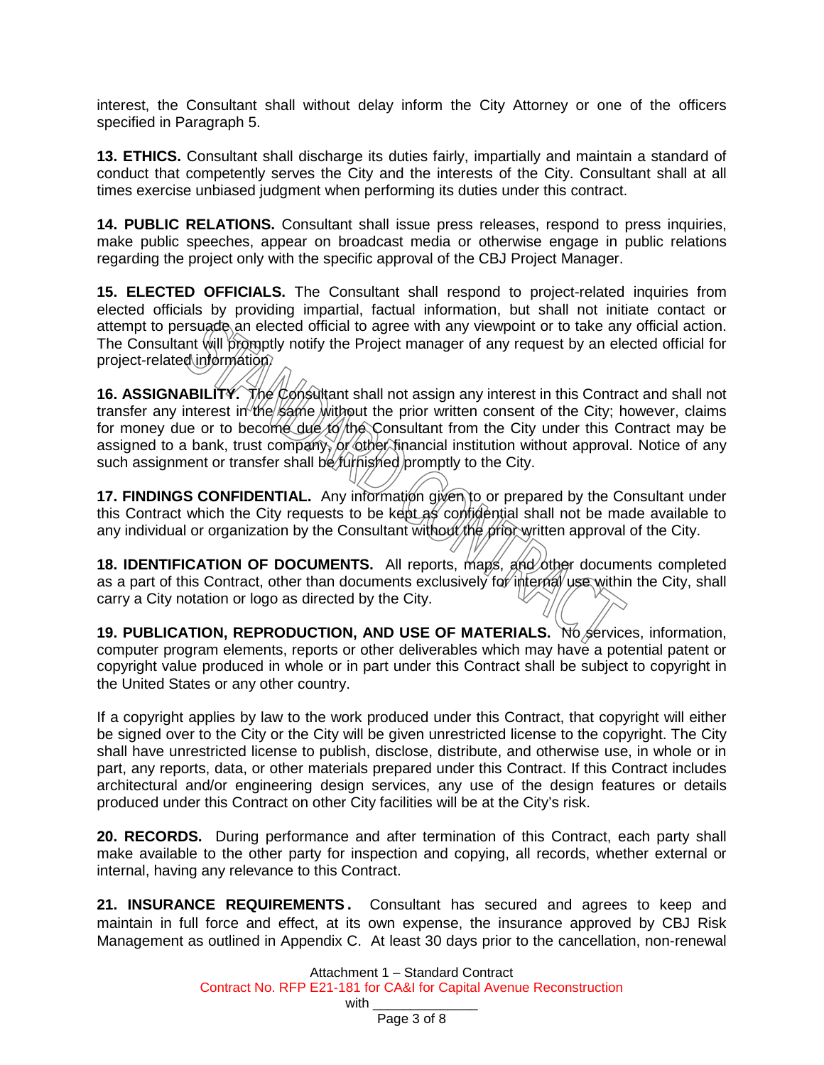interest, the Consultant shall without delay inform the City Attorney or one of the officers specified in Paragraph 5.

**13. ETHICS.** Consultant shall discharge its duties fairly, impartially and maintain a standard of conduct that competently serves the City and the interests of the City. Consultant shall at all times exercise unbiased judgment when performing its duties under this contract.

**14. PUBLIC RELATIONS.** Consultant shall issue press releases, respond to press inquiries, make public speeches, appear on broadcast media or otherwise engage in public relations regarding the project only with the specific approval of the CBJ Project Manager.

**15. ELECTED OFFICIALS.** The Consultant shall respond to project-related inquiries from elected officials by providing impartial, factual information, but shall not initiate contact or attempt to persuade an elected official to agree with any viewpoint or to take any official action. The Consultant will promptly notify the Project manager of any request by an elected official for project-related information.

**16. ASSIGNABILITY.** The Consultant shall not assign any interest in this Contract and shall not transfer any interest in the same without the prior written consent of the City; however, claims for money due or to become due to the Consultant from the City under this Contract may be assigned to a bank, trust company, or other financial institution without approval. Notice of any such assignment or transfer shall be furnished promptly to the City.

**17. FINDINGS CONFIDENTIAL.** Any information given to or prepared by the Consultant under this Contract which the City requests to be kept as confidential shall not be made available to any individual or organization by the Consultant without the prior written approval of the City.

**18. IDENTIFICATION OF DOCUMENTS.** All reports, maps, and other documents completed as a part of this Contract, other than documents exclusively for internal use within the City, shall carry a City notation or logo as directed by the City.

**19. PUBLICATION, REPRODUCTION, AND USE OF MATERIALS.** No services, information, computer program elements, reports or other deliverables which may have a potential patent or copyright value produced in whole or in part under this Contract shall be subject to copyright in the United States or any other country.

If a copyright applies by law to the work produced under this Contract, that copyright will either be signed over to the City or the City will be given unrestricted license to the copyright. The City shall have unrestricted license to publish, disclose, distribute, and otherwise use, in whole or in part, any reports, data, or other materials prepared under this Contract. If this Contract includes architectural and/or engineering design services, any use of the design features or details produced under this Contract on other City facilities will be at the City's risk.

**20. RECORDS.** During performance and after termination of this Contract, each party shall make available to the other party for inspection and copying, all records, whether external or internal, having any relevance to this Contract.

**21. INSURANCE REQUIREMENTS.** Consultant has secured and agrees to keep and maintain in full force and effect, at its own expense, the insurance approved by CBJ Risk Management as outlined in Appendix C. At least 30 days prior to the cancellation, non-renewal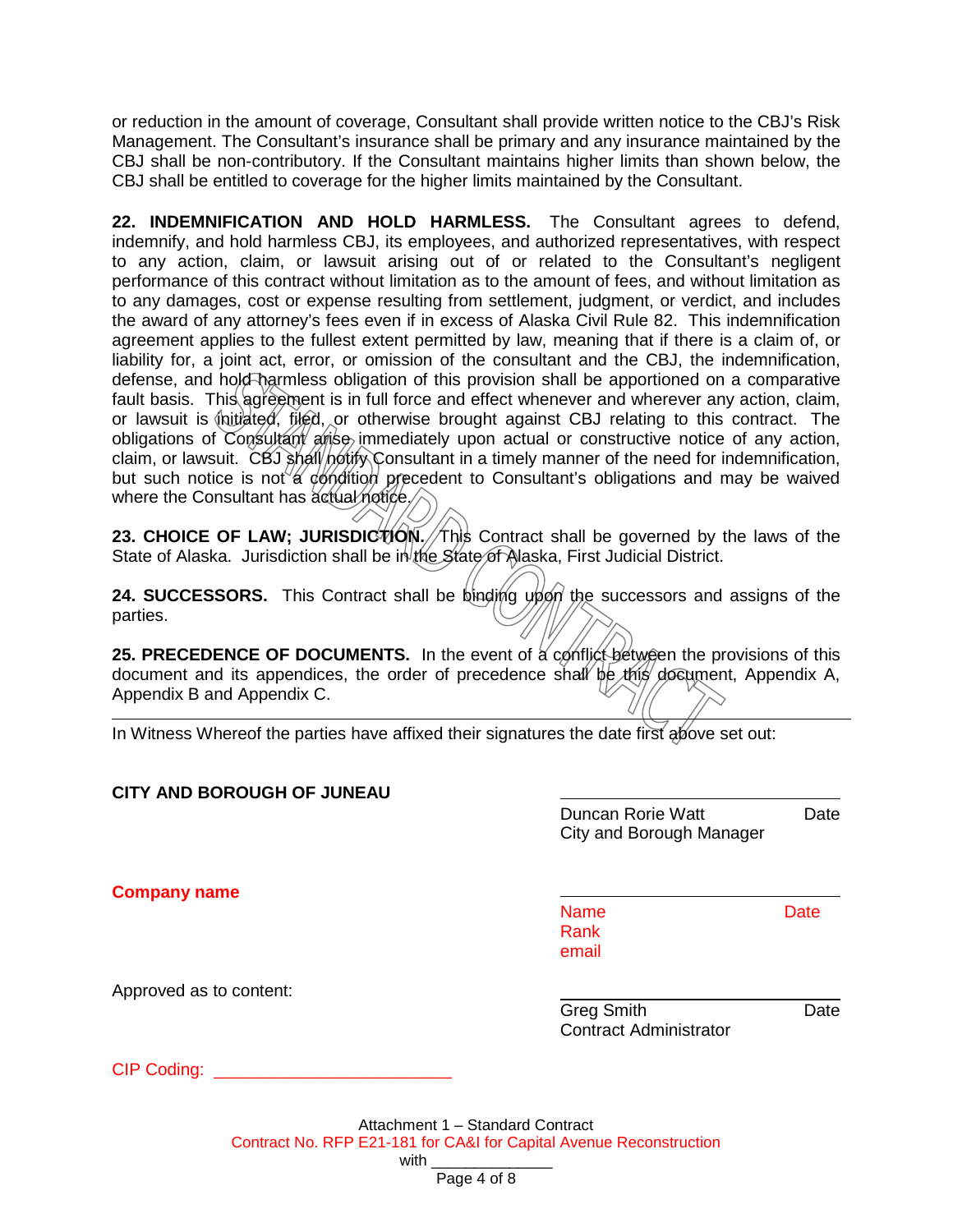or reduction in the amount of coverage, Consultant shall provide written notice to the CBJ's Risk Management. The Consultant's insurance shall be primary and any insurance maintained by the CBJ shall be non-contributory. If the Consultant maintains higher limits than shown below, the CBJ shall be entitled to coverage for the higher limits maintained by the Consultant.

**22. INDEMNIFICATION AND HOLD HARMLESS.** The Consultant agrees to defend, indemnify, and hold harmless CBJ, its employees, and authorized representatives, with respect to any action, claim, or lawsuit arising out of or related to the Consultant's negligent performance of this contract without limitation as to the amount of fees, and without limitation as to any damages, cost or expense resulting from settlement, judgment, or verdict, and includes the award of any attorney's fees even if in excess of Alaska Civil Rule 82. This indemnification agreement applies to the fullest extent permitted by law, meaning that if there is a claim of, or liability for, a joint act, error, or omission of the consultant and the CBJ, the indemnification, defense, and hold harmless obligation of this provision shall be apportioned on a comparative fault basis. This agreement is in full force and effect whenever and wherever any action, claim, or lawsuit is initiated, filed, or otherwise brought against CBJ relating to this contract. The obligations of Consultant arise immediately upon actual or constructive notice of any action, claim, or lawsuit. CBJ shall notify Consultant in a timely manner of the need for indemnification, but such notice is not a condition precedent to Consultant's obligations and may be waived where the Consultant has actual notice.

**23. CHOICE OF LAW; JURISDICTION.** This Contract shall be governed by the laws of the State of Alaska. Jurisdiction shall be in the State of Alaska, First Judicial District.

**24. SUCCESSORS.** This Contract shall be binding upon the successors and assigns of the parties.

**25. PRECEDENCE OF DOCUMENTS.** In the event of a conflict between the provisions of this document and its appendices, the order of precedence shall be this document, Appendix A, Appendix B and Appendix C.

---

In Witness Whereof the parties have affixed their signatures the date first above set out:

**CITY AND BOROUGH OF JUNEAU**

\_\_\_\_\_\_\_\_\_\_\_\_\_\_\_\_\_\_\_\_\_\_\_\_\_\_\_\_\_\_\_\_\_\_\_\_\_\_
Duncan Rorie Watt — Date
City and Borough Manager

**Company name**

\_\_\_\_\_\_\_\_\_\_\_\_\_\_\_\_\_\_\_\_\_\_\_\_\_\_\_\_\_\_\_\_\_\_\_\_\_\_
Name — Date
Rank
email

Approved as to content:

\_\_\_\_\_\_\_\_\_\_\_\_\_\_\_\_\_\_\_\_\_\_\_\_\_\_\_\_\_\_\_\_\_\_\_\_\_\_
Greg Smith — Date
Contract Administrator

CIP Coding: \_\_\_\_\_\_\_\_\_\_\_\_\_\_\_\_\_\_\_\_\_\_\_\_\_\_\_\_

Attachment 1 – Standard Contract
Contract No. RFP E21-181 for CA&I for Capital Avenue Reconstruction
with \_\_\_\_\_\_\_\_\_\_\_\_\_\_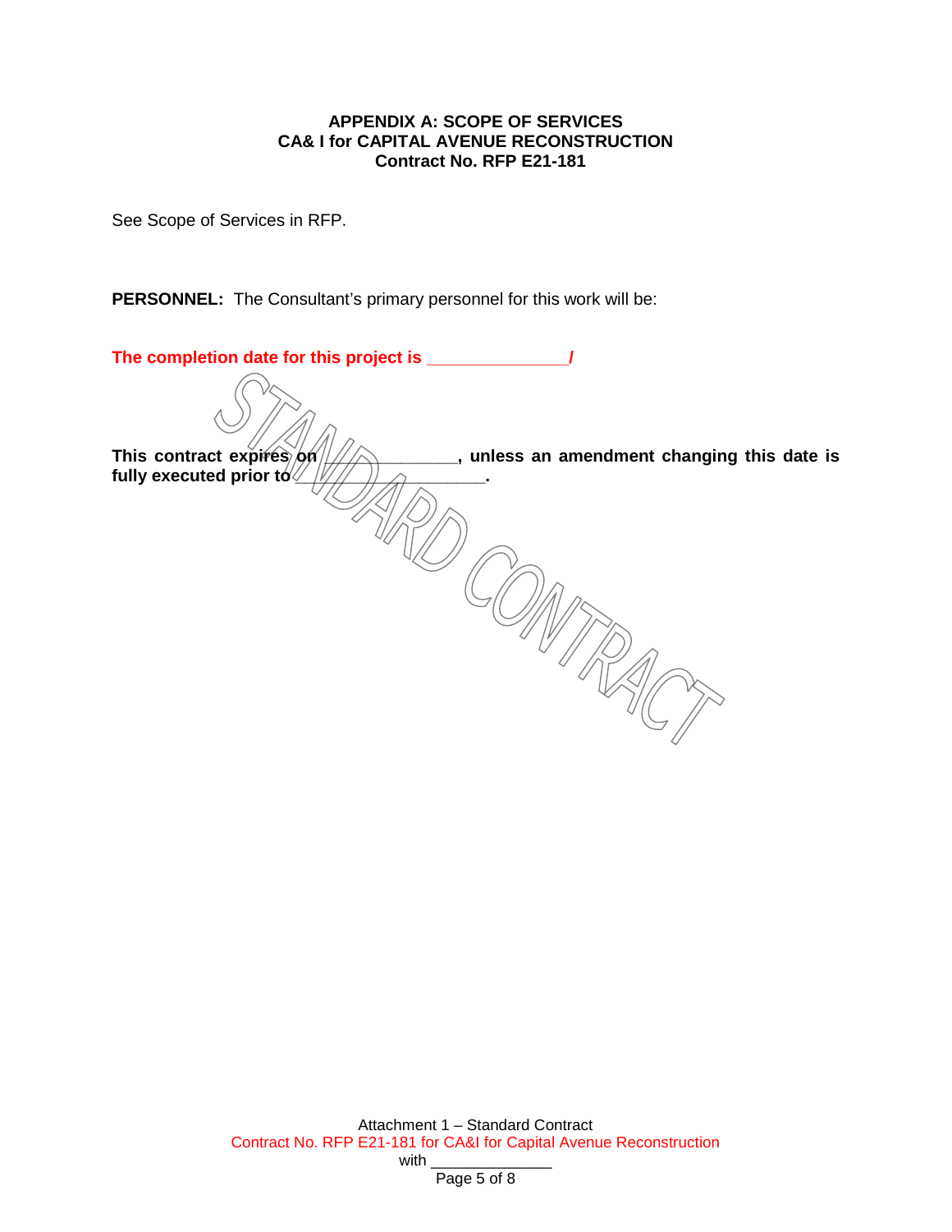## APPENDIX A: SCOPE OF SERVICES
## CA& I for CAPITAL AVENUE RECONSTRUCTION
## Contract No. RFP E21-181

See Scope of Services in RFP.

**PERSONNEL:** The Consultant's primary personnel for this work will be:

**The completion date for this project is ______________/**

**This contract expires on ____________, unless an amendment changing this date is fully executed prior to ________________.**

STANDARD CONTRACT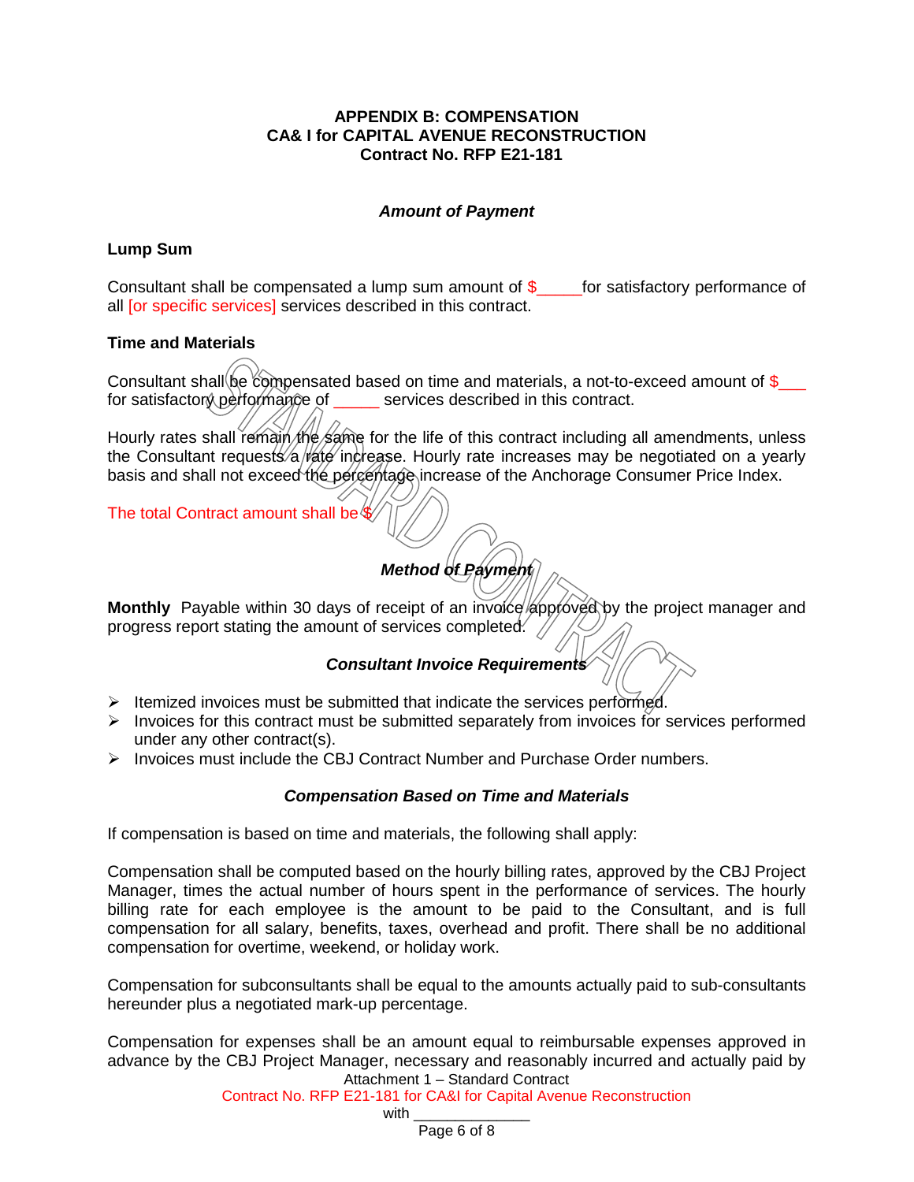**APPENDIX B: COMPENSATION**
**CA& I for CAPITAL AVENUE RECONSTRUCTION**
**Contract No. RFP E21-181**

***Amount of Payment***

**Lump Sum**

Consultant shall be compensated a lump sum amount of $_____for satisfactory performance of all [or specific services] services described in this contract.

**Time and Materials**

Consultant shall be compensated based on time and materials, a not-to-exceed amount of $___ for satisfactory performance of _____ services described in this contract.

Hourly rates shall remain the same for the life of this contract including all amendments, unless the Consultant requests a rate increase. Hourly rate increases may be negotiated on a yearly basis and shall not exceed the percentage increase of the Anchorage Consumer Price Index.

The total Contract amount shall be $

***Method of Payment***

**Monthly** Payable within 30 days of receipt of an invoice approved by the project manager and progress report stating the amount of services completed.

***Consultant Invoice Requirements***

- Itemized invoices must be submitted that indicate the services performed.
- Invoices for this contract must be submitted separately from invoices for services performed under any other contract(s).
- Invoices must include the CBJ Contract Number and Purchase Order numbers.

***Compensation Based on Time and Materials***

If compensation is based on time and materials, the following shall apply:

Compensation shall be computed based on the hourly billing rates, approved by the CBJ Project Manager, times the actual number of hours spent in the performance of services. The hourly billing rate for each employee is the amount to be paid to the Consultant, and is full compensation for all salary, benefits, taxes, overhead and profit. There shall be no additional compensation for overtime, weekend, or holiday work.

Compensation for subconsultants shall be equal to the amounts actually paid to sub-consultants hereunder plus a negotiated mark-up percentage.

Compensation for expenses shall be an amount equal to reimbursable expenses approved in advance by the CBJ Project Manager, necessary and reasonably incurred and actually paid by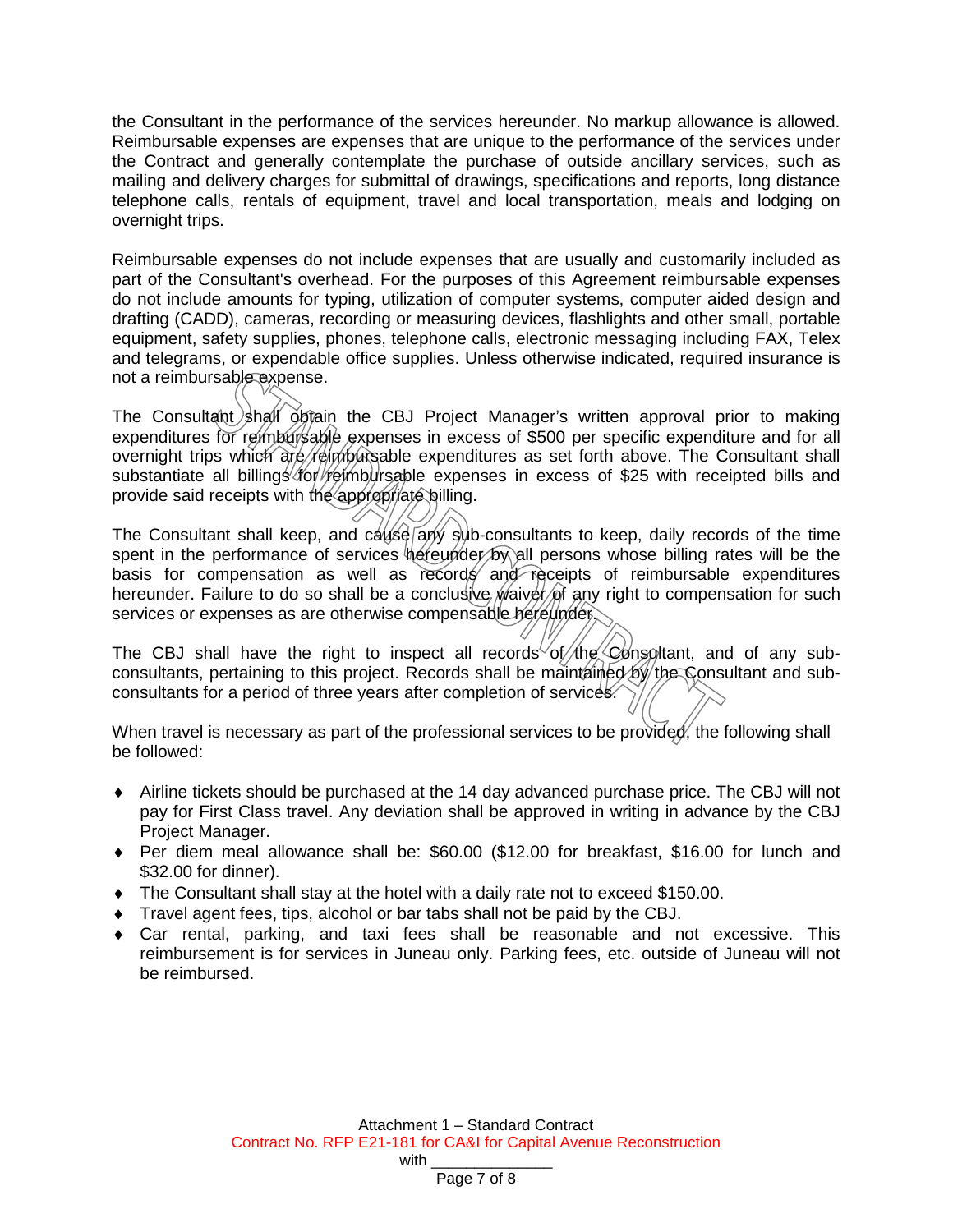the Consultant in the performance of the services hereunder. No markup allowance is allowed. Reimbursable expenses are expenses that are unique to the performance of the services under the Contract and generally contemplate the purchase of outside ancillary services, such as mailing and delivery charges for submittal of drawings, specifications and reports, long distance telephone calls, rentals of equipment, travel and local transportation, meals and lodging on overnight trips.

Reimbursable expenses do not include expenses that are usually and customarily included as part of the Consultant's overhead. For the purposes of this Agreement reimbursable expenses do not include amounts for typing, utilization of computer systems, computer aided design and drafting (CADD), cameras, recording or measuring devices, flashlights and other small, portable equipment, safety supplies, phones, telephone calls, electronic messaging including FAX, Telex and telegrams, or expendable office supplies. Unless otherwise indicated, required insurance is not a reimbursable expense.

The Consultant shall obtain the CBJ Project Manager's written approval prior to making expenditures for reimbursable expenses in excess of $500 per specific expenditure and for all overnight trips which are reimbursable expenditures as set forth above. The Consultant shall substantiate all billings for reimbursable expenses in excess of $25 with receipted bills and provide said receipts with the appropriate billing.

The Consultant shall keep, and cause any sub-consultants to keep, daily records of the time spent in the performance of services hereunder by all persons whose billing rates will be the basis for compensation as well as records and receipts of reimbursable expenditures hereunder. Failure to do so shall be a conclusive waiver of any right to compensation for such services or expenses as are otherwise compensable hereunder.

The CBJ shall have the right to inspect all records of the Consultant, and of any sub-consultants, pertaining to this project. Records shall be maintained by the Consultant and sub-consultants for a period of three years after completion of services.

When travel is necessary as part of the professional services to be provided, the following shall be followed:

- Airline tickets should be purchased at the 14 day advanced purchase price. The CBJ will not pay for First Class travel. Any deviation shall be approved in writing in advance by the CBJ Project Manager.
- Per diem meal allowance shall be: $60.00 ($12.00 for breakfast, $16.00 for lunch and $32.00 for dinner).
- The Consultant shall stay at the hotel with a daily rate not to exceed $150.00.
- Travel agent fees, tips, alcohol or bar tabs shall not be paid by the CBJ.
- Car rental, parking, and taxi fees shall be reasonable and not excessive. This reimbursement is for services in Juneau only. Parking fees, etc. outside of Juneau will not be reimbursed.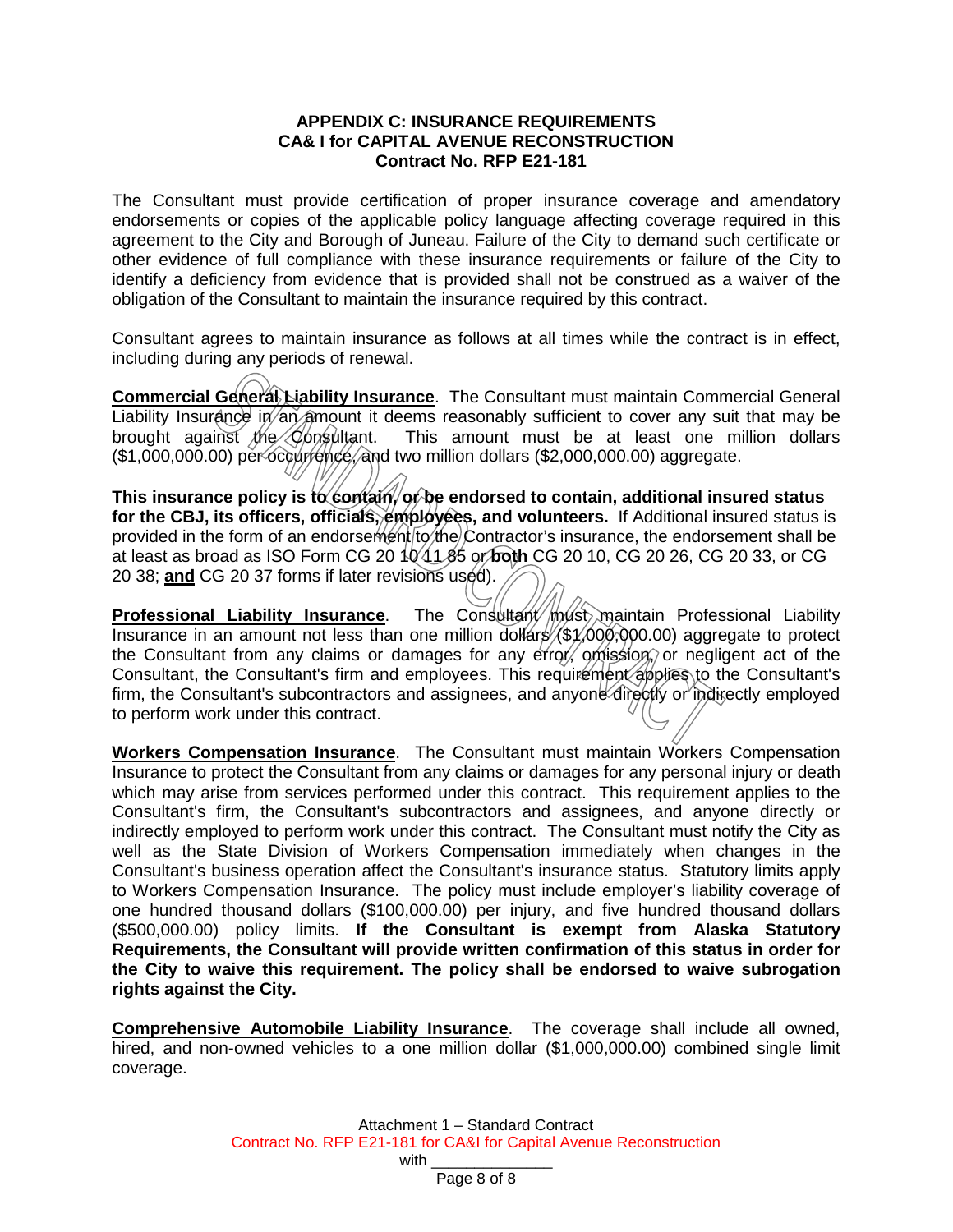**APPENDIX C: INSURANCE REQUIREMENTS**
**CA& I for CAPITAL AVENUE RECONSTRUCTION**
**Contract No. RFP E21-181**

The Consultant must provide certification of proper insurance coverage and amendatory endorsements or copies of the applicable policy language affecting coverage required in this agreement to the City and Borough of Juneau. Failure of the City to demand such certificate or other evidence of full compliance with these insurance requirements or failure of the City to identify a deficiency from evidence that is provided shall not be construed as a waiver of the obligation of the Consultant to maintain the insurance required by this contract.

Consultant agrees to maintain insurance as follows at all times while the contract is in effect, including during any periods of renewal.

**Commercial General Liability Insurance**. The Consultant must maintain Commercial General Liability Insurance in an amount it deems reasonably sufficient to cover any suit that may be brought against the Consultant. This amount must be at least one million dollars ($1,000,000.00) per occurrence, and two million dollars ($2,000,000.00) aggregate.

**This insurance policy is to contain, or be endorsed to contain, additional insured status for the CBJ, its officers, officials, employees, and volunteers.** If Additional insured status is provided in the form of an endorsement to the Contractor's insurance, the endorsement shall be at least as broad as ISO Form CG 20 10 11 85 or **both** CG 20 10, CG 20 26, CG 20 33, or CG 20 38; **and** CG 20 37 forms if later revisions used).

**Professional Liability Insurance**. The Consultant must maintain Professional Liability Insurance in an amount not less than one million dollars ($1,000,000.00) aggregate to protect the Consultant from any claims or damages for any error, omission, or negligent act of the Consultant, the Consultant's firm and employees. This requirement applies to the Consultant's firm, the Consultant's subcontractors and assignees, and anyone directly or indirectly employed to perform work under this contract.

**Workers Compensation Insurance**. The Consultant must maintain Workers Compensation Insurance to protect the Consultant from any claims or damages for any personal injury or death which may arise from services performed under this contract. This requirement applies to the Consultant's firm, the Consultant's subcontractors and assignees, and anyone directly or indirectly employed to perform work under this contract. The Consultant must notify the City as well as the State Division of Workers Compensation immediately when changes in the Consultant's business operation affect the Consultant's insurance status. Statutory limits apply to Workers Compensation Insurance. The policy must include employer's liability coverage of one hundred thousand dollars ($100,000.00) per injury, and five hundred thousand dollars ($500,000.00) policy limits. **If the Consultant is exempt from Alaska Statutory Requirements, the Consultant will provide written confirmation of this status in order for the City to waive this requirement. The policy shall be endorsed to waive subrogation rights against the City.**

**Comprehensive Automobile Liability Insurance**. The coverage shall include all owned, hired, and non-owned vehicles to a one million dollar ($1,000,000.00) combined single limit coverage.